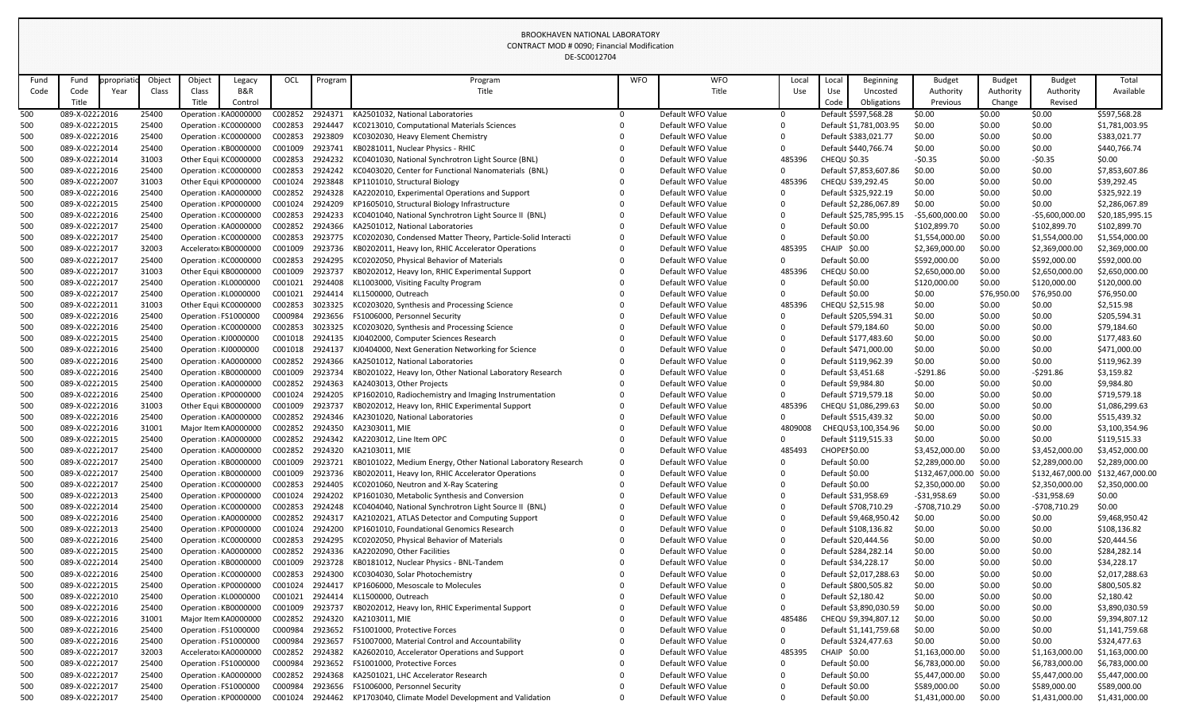# BROOKHAVEN NATIONAL LABORATORY

CONTRACT MOD # 0090; Financial Modification

DE-SC0012704

| Fund Code | Fund Code Title | Appropriation Year | Object Class | Object Class Title | Legacy B&R Control | OCL | Program | Program Title | WFO | WFO Title | Local Use | Local Use Code | Beginning Uncosted Obligations | Budget Authority Previous | Budget Authority Change | Budget Authority Revised | Total Available |
|---|---|---|---|---|---|---|---|---|---|---|---|---|---|---|---|---|---|
| 500 | 089-X-0222 | 2016 | 25400 | Operation : | KA0000000 | C002852 | 2924371 | KA2501032, National Laboratories | 0 | Default WFO Value | 0 | Default | $597,568.28 | $0.00 | $0.00 | $0.00 | $597,568.28 |
| 500 | 089-X-0222 | 2015 | 25400 | Operation : | KC0000000 | C002853 | 2924447 | KC0213010, Computational Materials Sciences | 0 | Default WFO Value | 0 | Default | $1,781,003.95 | $0.00 | $0.00 | $0.00 | $1,781,003.95 |
| 500 | 089-X-0222 | 2016 | 25400 | Operation : | KC0000000 | C002853 | 2923809 | KC0302030, Heavy Element Chemistry | 0 | Default WFO Value | 0 | Default | $383,021.77 | $0.00 | $0.00 | $0.00 | $383,021.77 |
| 500 | 089-X-0222 | 2014 | 25400 | Operation : | KB0000000 | C001009 | 2923741 | KB0281011, Nuclear Physics - RHIC | 0 | Default WFO Value | 0 | Default | $440,766.74 | $0.00 | $0.00 | $0.00 | $440,766.74 |
| 500 | 089-X-0222 | 2014 | 31003 | Other Equi | KC0000000 | C002853 | 2924232 | KC0401030, National Synchrotron Light Source (BNL) | 0 | Default WFO Value | 485396 | CHEQU | $0.35 | -$0.35 | $0.00 | -$0.35 | $0.00 |
| 500 | 089-X-0222 | 2016 | 25400 | Operation : | KC0000000 | C002853 | 2924242 | KC0403020, Center for Functional Nanomaterials (BNL) | 0 | Default WFO Value | 0 | Default | $7,853,607.86 | $0.00 | $0.00 | $0.00 | $7,853,607.86 |
| 500 | 089-X-0222 | 2007 | 31003 | Other Equi | KP0000000 | C001024 | 2923848 | KP1101010, Structural Biology | 0 | Default WFO Value | 485396 | CHEQU | $39,292.45 | $0.00 | $0.00 | $0.00 | $39,292.45 |
| 500 | 089-X-0222 | 2016 | 25400 | Operation : | KA0000000 | C002852 | 2924328 | KA2202010, Experimental Operations and Support | 0 | Default WFO Value | 0 | Default | $325,922.19 | $0.00 | $0.00 | $0.00 | $325,922.19 |
| 500 | 089-X-0222 | 2015 | 25400 | Operation : | KP0000000 | C001024 | 2924209 | KP1605010, Structural Biology Infrastructure | 0 | Default WFO Value | 0 | Default | $2,286,067.89 | $0.00 | $0.00 | $0.00 | $2,286,067.89 |
| 500 | 089-X-0222 | 2016 | 25400 | Operation : | KC0000000 | C002853 | 2924233 | KC0401040, National Synchrotron Light Source II (BNL) | 0 | Default WFO Value | 0 | Default | $25,785,995.15 | -$5,600,000.00 | $0.00 | -$5,600,000.00 | $20,185,995.15 |
| 500 | 089-X-0222 | 2017 | 25400 | Operation : | KA0000000 | C002852 | 2924366 | KA2501012, National Laboratories | 0 | Default WFO Value | 0 | Default | $0.00 | $102,899.70 | $0.00 | $102,899.70 | $102,899.70 |
| 500 | 089-X-0222 | 2017 | 25400 | Operation : | KC0000000 | C002853 | 2923775 | KC0202030, Condensed Matter Theory, Particle-Solid Interacti | 0 | Default WFO Value | 0 | Default | $0.00 | $1,554,000.00 | $0.00 | $1,554,000.00 | $1,554,000.00 |
| 500 | 089-X-0222 | 2017 | 32003 | Accelerato | KB0000000 | C001009 | 2923736 | KB0202011, Heavy Ion, RHIC Accelerator Operations | 0 | Default WFO Value | 485395 | CHAIP | $0.00 | $2,369,000.00 | $0.00 | $2,369,000.00 | $2,369,000.00 |
| 500 | 089-X-0222 | 2017 | 25400 | Operation : | KC0000000 | C002853 | 2924295 | KC0202050, Physical Behavior of Materials | 0 | Default WFO Value | 0 | Default | $0.00 | $592,000.00 | $0.00 | $592,000.00 | $592,000.00 |
| 500 | 089-X-0222 | 2017 | 31003 | Other Equi | KB0000000 | C001009 | 2923737 | KB0202012, Heavy Ion, RHIC Experimental Support | 0 | Default WFO Value | 485396 | CHEQU | $0.00 | $2,650,000.00 | $0.00 | $2,650,000.00 | $2,650,000.00 |
| 500 | 089-X-0222 | 2017 | 25400 | Operation : | KL0000000 | C001021 | 2924408 | KL1003000, Visiting Faculty Program | 0 | Default WFO Value | 0 | Default | $0.00 | $120,000.00 | $0.00 | $120,000.00 | $120,000.00 |
| 500 | 089-X-0222 | 2017 | 25400 | Operation : | KL0000000 | C001021 | 2924414 | KL1500000, Outreach | 0 | Default WFO Value | 0 | Default | $0.00 | $0.00 | $76,950.00 | $76,950.00 | $76,950.00 |
| 500 | 089-X-0222 | 2011 | 31003 | Other Equi | KC0000000 | C002853 | 3023325 | KC0203020, Synthesis and Processing Science | 0 | Default WFO Value | 485396 | CHEQU | $2,515.98 | $0.00 | $0.00 | $0.00 | $2,515.98 |
| 500 | 089-X-0222 | 2016 | 25400 | Operation : | FS1000000 | C000984 | 2923656 | FS1006000, Personnel Security | 0 | Default WFO Value | 0 | Default | $205,594.31 | $0.00 | $0.00 | $0.00 | $205,594.31 |
| 500 | 089-X-0222 | 2016 | 25400 | Operation : | KC0000000 | C002853 | 3023325 | KC0203020, Synthesis and Processing Science | 0 | Default WFO Value | 0 | Default | $79,184.60 | $0.00 | $0.00 | $0.00 | $79,184.60 |
| 500 | 089-X-0222 | 2015 | 25400 | Operation : | KJ0000000 | C001018 | 2924135 | KJ0402000, Computer Sciences Research | 0 | Default WFO Value | 0 | Default | $177,483.60 | $0.00 | $0.00 | $0.00 | $177,483.60 |
| 500 | 089-X-0222 | 2016 | 25400 | Operation : | KJ0000000 | C001018 | 2924137 | KJ0404000, Next Generation Networking for Science | 0 | Default WFO Value | 0 | Default | $471,000.00 | $0.00 | $0.00 | $0.00 | $471,000.00 |
| 500 | 089-X-0222 | 2016 | 25400 | Operation : | KA0000000 | C002852 | 2924366 | KA2501012, National Laboratories | 0 | Default WFO Value | 0 | Default | $119,962.39 | $0.00 | $0.00 | $0.00 | $119,962.39 |
| 500 | 089-X-0222 | 2016 | 25400 | Operation : | KB0000000 | C001009 | 2923734 | KB0201022, Heavy Ion, Other National Laboratory Research | 0 | Default WFO Value | 0 | Default | $3,451.68 | -$291.86 | $0.00 | -$291.86 | $3,159.82 |
| 500 | 089-X-0222 | 2015 | 25400 | Operation : | KA0000000 | C002852 | 2924363 | KA2403013, Other Projects | 0 | Default WFO Value | 0 | Default | $9,984.80 | $0.00 | $0.00 | $0.00 | $9,984.80 |
| 500 | 089-X-0222 | 2016 | 25400 | Operation : | KP0000000 | C001024 | 2924205 | KP1602010, Radiochemistry and Imaging Instrumentation | 0 | Default WFO Value | 0 | Default | $719,579.18 | $0.00 | $0.00 | $0.00 | $719,579.18 |
| 500 | 089-X-0222 | 2016 | 31003 | Other Equi | KB0000000 | C001009 | 2923737 | KB0202012, Heavy Ion, RHIC Experimental Support | 0 | Default WFO Value | 485396 | CHEQU | $1,086,299.63 | $0.00 | $0.00 | $0.00 | $1,086,299.63 |
| 500 | 089-X-0222 | 2016 | 25400 | Operation : | KA0000000 | C002852 | 2924346 | KA2301020, National Laboratories | 0 | Default WFO Value | 0 | Default | $515,439.32 | $0.00 | $0.00 | $0.00 | $515,439.32 |
| 500 | 089-X-0222 | 2016 | 31001 | Major Item | KA0000000 | C002852 | 2924350 | KA2303011, MIE | 0 | Default WFO Value | 4809008 | CHEQU | $3,100,354.96 | $0.00 | $0.00 | $0.00 | $3,100,354.96 |
| 500 | 089-X-0222 | 2015 | 25400 | Operation : | KA0000000 | C002852 | 2924342 | KA2203012, Line Item OPC | 0 | Default WFO Value | 0 | Default | $119,515.33 | $0.00 | $0.00 | $0.00 | $119,515.33 |
| 500 | 089-X-0222 | 2017 | 25400 | Operation : | KA0000000 | C002852 | 2924320 | KA2103011, MIE | 0 | Default WFO Value | 485493 | CHOPEI | $0.00 | $3,452,000.00 | $0.00 | $3,452,000.00 | $3,452,000.00 |
| 500 | 089-X-0222 | 2017 | 25400 | Operation : | KB0000000 | C001009 | 2923721 | KB0101022, Medium Energy, Other National Laboratory Research | 0 | Default WFO Value | 0 | Default | $0.00 | $2,289,000.00 | $0.00 | $2,289,000.00 | $2,289,000.00 |
| 500 | 089-X-0222 | 2017 | 25400 | Operation : | KB0000000 | C001009 | 2923736 | KB0202011, Heavy Ion, RHIC Accelerator Operations | 0 | Default WFO Value | 0 | Default | $0.00 | $132,467,000.00 | $0.00 | $132,467,000.00 | $132,467,000.00 |
| 500 | 089-X-0222 | 2017 | 25400 | Operation : | KC0000000 | C002853 | 2924405 | KC0201060, Neutron and X-Ray Scatering | 0 | Default WFO Value | 0 | Default | $0.00 | $2,350,000.00 | $0.00 | $2,350,000.00 | $2,350,000.00 |
| 500 | 089-X-0222 | 2013 | 25400 | Operation : | KP0000000 | C001024 | 2924202 | KP1601030, Metabolic Synthesis and Conversion | 0 | Default WFO Value | 0 | Default | $31,958.69 | -$31,958.69 | $0.00 | -$31,958.69 | $0.00 |
| 500 | 089-X-0222 | 2014 | 25400 | Operation : | KC0000000 | C002853 | 2924248 | KC0404040, National Synchrotron Light Source II (BNL) | 0 | Default WFO Value | 0 | Default | $708,710.29 | -$708,710.29 | $0.00 | -$708,710.29 | $0.00 |
| 500 | 089-X-0222 | 2016 | 25400 | Operation : | KA0000000 | C002852 | 2924317 | KA2102021, ATLAS Detector and Computing Support | 0 | Default WFO Value | 0 | Default | $9,468,950.42 | $0.00 | $0.00 | $0.00 | $9,468,950.42 |
| 500 | 089-X-0222 | 2013 | 25400 | Operation : | KP0000000 | C001024 | 2924200 | KP1601010, Foundational Genomics Research | 0 | Default WFO Value | 0 | Default | $108,136.82 | $0.00 | $0.00 | $0.00 | $108,136.82 |
| 500 | 089-X-0222 | 2016 | 25400 | Operation : | KC0000000 | C002853 | 2924295 | KC0202050, Physical Behavior of Materials | 0 | Default WFO Value | 0 | Default | $20,444.56 | $0.00 | $0.00 | $0.00 | $20,444.56 |
| 500 | 089-X-0222 | 2015 | 25400 | Operation : | KA0000000 | C002852 | 2924336 | KA2202090, Other Facilities | 0 | Default WFO Value | 0 | Default | $284,282.14 | $0.00 | $0.00 | $0.00 | $284,282.14 |
| 500 | 089-X-0222 | 2014 | 25400 | Operation : | KB0000000 | C001009 | 2923728 | KB0181012, Nuclear Physics - BNL-Tandem | 0 | Default WFO Value | 0 | Default | $34,228.17 | $0.00 | $0.00 | $0.00 | $34,228.17 |
| 500 | 089-X-0222 | 2016 | 25400 | Operation : | KC0000000 | C002853 | 2924300 | KC0304030, Solar Photochemistry | 0 | Default WFO Value | 0 | Default | $2,017,288.63 | $0.00 | $0.00 | $0.00 | $2,017,288.63 |
| 500 | 089-X-0222 | 2015 | 25400 | Operation : | KP0000000 | C001024 | 2924417 | KP1606000, Mesoscale to Molecules | 0 | Default WFO Value | 0 | Default | $800,505.82 | $0.00 | $0.00 | $0.00 | $800,505.82 |
| 500 | 089-X-0222 | 2010 | 25400 | Operation : | KL0000000 | C001021 | 2924414 | KL1500000, Outreach | 0 | Default WFO Value | 0 | Default | $2,180.42 | $0.00 | $0.00 | $0.00 | $2,180.42 |
| 500 | 089-X-0222 | 2016 | 25400 | Operation : | KB0000000 | C001009 | 2923737 | KB0202012, Heavy Ion, RHIC Experimental Support | 0 | Default WFO Value | 0 | Default | $3,890,030.59 | $0.00 | $0.00 | $0.00 | $3,890,030.59 |
| 500 | 089-X-0222 | 2016 | 31001 | Major Item | KA0000000 | C002852 | 2924320 | KA2103011, MIE | 0 | Default WFO Value | 485486 | CHEQU | $9,394,807.12 | $0.00 | $0.00 | $0.00 | $9,394,807.12 |
| 500 | 089-X-0222 | 2016 | 25400 | Operation : | FS1000000 | C000984 | 2923652 | FS1001000, Protective Forces | 0 | Default WFO Value | 0 | Default | $1,141,759.68 | $0.00 | $0.00 | $0.00 | $1,141,759.68 |
| 500 | 089-X-0222 | 2016 | 25400 | Operation : | FS1000000 | C000984 | 2923657 | FS1007000, Material Control and Accountability | 0 | Default WFO Value | 0 | Default | $324,477.63 | $0.00 | $0.00 | $0.00 | $324,477.63 |
| 500 | 089-X-0222 | 2017 | 32003 | Accelerato | KA0000000 | C002852 | 2924382 | KA2602010, Accelerator Operations and Support | 0 | Default WFO Value | 485395 | CHAIP | $0.00 | $1,163,000.00 | $0.00 | $1,163,000.00 | $1,163,000.00 |
| 500 | 089-X-0222 | 2017 | 25400 | Operation : | FS1000000 | C000984 | 2923652 | FS1001000, Protective Forces | 0 | Default WFO Value | 0 | Default | $0.00 | $6,783,000.00 | $0.00 | $6,783,000.00 | $6,783,000.00 |
| 500 | 089-X-0222 | 2017 | 25400 | Operation : | KA0000000 | C002852 | 2924368 | KA2501021, LHC Accelerator Research | 0 | Default WFO Value | 0 | Default | $0.00 | $5,447,000.00 | $0.00 | $5,447,000.00 | $5,447,000.00 |
| 500 | 089-X-0222 | 2017 | 25400 | Operation : | FS1000000 | C000984 | 2923656 | FS1006000, Personnel Security | 0 | Default WFO Value | 0 | Default | $0.00 | $589,000.00 | $0.00 | $589,000.00 | $589,000.00 |
| 500 | 089-X-0222 | 2017 | 25400 | Operation : | KP0000000 | C001024 | 2924462 | KP1703040, Climate Model Development and Validation | 0 | Default WFO Value | 0 | Default | $0.00 | $1,431,000.00 | $0.00 | $1,431,000.00 | $1,431,000.00 |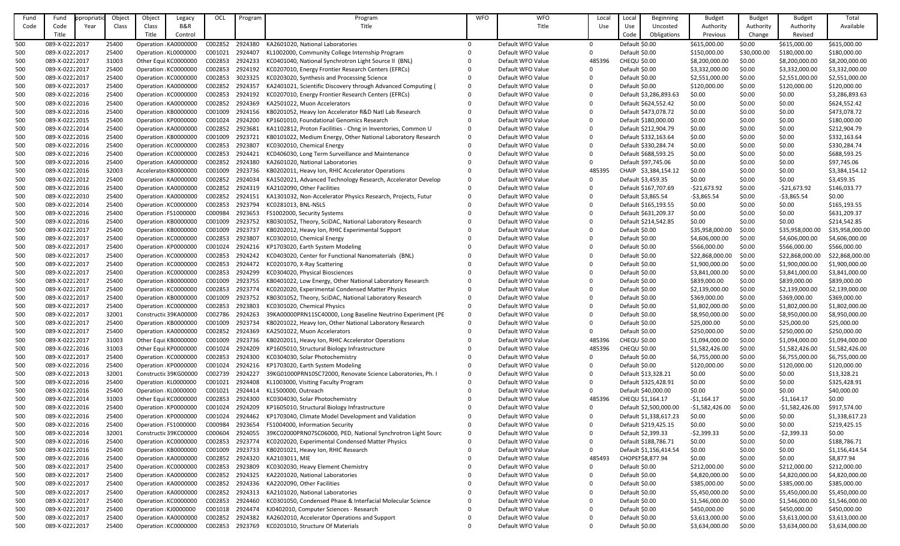| Fund Code | Fund Code Title | Appropriation Year | Object Class | Object Class Title | Legacy B&R Control | OCL | Program | Program Title | WFO | WFO Title | Local Use | Local Use Code | Beginning Uncosted Obligations | Budget Authority Previous | Budget Authority Change | Budget Authority Revised | Total Available |
|---|---|---|---|---|---|---|---|---|---|---|---|---|---|---|---|---|---|
| 500 | 089-X-0222 | 2017 | 25400 | Operation | KA0000000 | C002852 | 2924380 | KA2601020, National Laboratories | 0 | Default WFO Value | 0 | Default | $0.00 | $615,000.00 | $0.00 | $615,000.00 | $615,000.00 |
| 500 | 089-X-0222 | 2017 | 25400 | Operation | KL0000000 | C001021 | 2924407 | KL1002000, Community College Internship Program | 0 | Default WFO Value | 0 | Default | $0.00 | $150,000.00 | $30,000.00 | $180,000.00 | $180,000.00 |
| 500 | 089-X-0222 | 2017 | 31003 | Other Equi | KC0000000 | C002853 | 2924233 | KC0401040, National Synchrotron Light Source II (BNL) | 0 | Default WFO Value | 485396 | CHEQU | $0.00 | $8,200,000.00 | $0.00 | $8,200,000.00 | $8,200,000.00 |
| 500 | 089-X-0222 | 2017 | 25400 | Operation | KC0000000 | C002853 | 2924192 | KC0207010, Energy Frontier Research Centers (EFRCs) | 0 | Default WFO Value | 0 | Default | $0.00 | $3,332,000.00 | $0.00 | $3,332,000.00 | $3,332,000.00 |
| 500 | 089-X-0222 | 2017 | 25400 | Operation | KC0000000 | C002853 | 3023325 | KC0203020, Synthesis and Processing Science | 0 | Default WFO Value | 0 | Default | $0.00 | $2,551,000.00 | $0.00 | $2,551,000.00 | $2,551,000.00 |
| 500 | 089-X-0222 | 2017 | 25400 | Operation | KA0000000 | C002852 | 2924357 | KA2401021, Scientific Discovery through Advanced Computing ( | 0 | Default WFO Value | 0 | Default | $0.00 | $120,000.00 | $0.00 | $120,000.00 | $120,000.00 |
| 500 | 089-X-0222 | 2016 | 25400 | Operation | KC0000000 | C002853 | 2924192 | KC0207010, Energy Frontier Research Centers (EFRCs) | 0 | Default WFO Value | 0 | Default | $3,286,893.63 | $0.00 | $0.00 | $0.00 | $3,286,893.63 |
| 500 | 089-X-0222 | 2016 | 25400 | Operation | KA0000000 | C002852 | 2924369 | KA2501022, Muon Accelerators | 0 | Default WFO Value | 0 | Default | $624,552.42 | $0.00 | $0.00 | $0.00 | $624,552.42 |
| 500 | 089-X-0222 | 2016 | 25400 | Operation | KB0000000 | C001009 | 2924156 | KB0201052, Heavy Ion Accelerator R&D Natl Lab Research | 0 | Default WFO Value | 0 | Default | $473,078.72 | $0.00 | $0.00 | $0.00 | $473,078.72 |
| 500 | 089-X-0222 | 2015 | 25400 | Operation | KP0000000 | C001024 | 2924200 | KP1601010, Foundational Genomics Research | 0 | Default WFO Value | 0 | Default | $180,000.00 | $0.00 | $0.00 | $0.00 | $180,000.00 |
| 500 | 089-X-0222 | 2014 | 25400 | Operation | KA0000000 | C002852 | 2923681 | KA1102812, Proton Facilities - Chng in Inventories, Common U | 0 | Default WFO Value | 0 | Default | $212,904.79 | $0.00 | $0.00 | $0.00 | $212,904.79 |
| 500 | 089-X-0222 | 2016 | 25400 | Operation | KB0000000 | C001009 | 2923721 | KB0101022, Medium Energy, Other National Laboratory Research | 0 | Default WFO Value | 0 | Default | $332,163.64 | $0.00 | $0.00 | $0.00 | $332,163.64 |
| 500 | 089-X-0222 | 2016 | 25400 | Operation | KC0000000 | C002853 | 2923807 | KC0302010, Chemical Energy | 0 | Default WFO Value | 0 | Default | $330,284.74 | $0.00 | $0.00 | $0.00 | $330,284.74 |
| 500 | 089-X-0222 | 2016 | 25400 | Operation | KC0000000 | C002853 | 2924421 | KC0406030, Long Term Surveillance and Maintenance | 0 | Default WFO Value | 0 | Default | $688,593.25 | $0.00 | $0.00 | $0.00 | $688,593.25 |
| 500 | 089-X-0222 | 2016 | 25400 | Operation | KA0000000 | C002852 | 2924380 | KA2601020, National Laboratories | 0 | Default WFO Value | 0 | Default | $97,745.06 | $0.00 | $0.00 | $0.00 | $97,745.06 |
| 500 | 089-X-0222 | 2016 | 32003 | Accelerator | KB0000000 | C001009 | 2923736 | KB0202011, Heavy Ion, RHIC Accelerator Operations | 0 | Default WFO Value | 485395 | CHAIP | $3,384,154.12 | $0.00 | $0.00 | $0.00 | $3,384,154.12 |
| 500 | 089-X-0222 | 2012 | 25400 | Operation | KA0000000 | C002852 | 2924034 | KA1502021, Advanced Technology Research, Accelerator Develop | 0 | Default WFO Value | 0 | Default | $3,459.35 | $0.00 | $0.00 | $0.00 | $3,459.35 |
| 500 | 089-X-0222 | 2016 | 25400 | Operation | KA0000000 | C002852 | 2924319 | KA2102090, Other Facilities | 0 | Default WFO Value | 0 | Default | $167,707.69 | -$21,673.92 | $0.00 | -$21,673.92 | $146,033.77 |
| 500 | 089-X-0222 | 2010 | 25400 | Operation | KA0000000 | C002852 | 2924151 | KA1301032, Non-Accelerator Physics Research, Projects, Futur | 0 | Default WFO Value | 0 | Default | $3,865.54 | -$3,865.54 | $0.00 | -$3,865.54 | $0.00 |
| 500 | 089-X-0222 | 2014 | 25400 | Operation | KC0000000 | C002853 | 2923794 | KC281013, BNL-NSLS | 0 | Default WFO Value | 0 | Default | $165,193.55 | $0.00 | $0.00 | $0.00 | $165,193.55 |
| 500 | 089-X-0222 | 2016 | 25400 | Operation | FS1000000 | C000984 | 2923653 | FS1002000, Security Systems | 0 | Default WFO Value | 0 | Default | $631,209.37 | $0.00 | $0.00 | $0.00 | $631,209.37 |
| 500 | 089-X-0222 | 2016 | 25400 | Operation | KB0000000 | C001009 | 2923752 | KB0301052, Theory, SciDAC, National Laboratory Research | 0 | Default WFO Value | 0 | Default | $214,542.85 | $0.00 | $0.00 | $0.00 | $214,542.85 |
| 500 | 089-X-0222 | 2017 | 25400 | Operation | KB0000000 | C001009 | 2923737 | KB0202012, Heavy Ion, RHIC Experimental Support | 0 | Default WFO Value | 0 | Default | $0.00 | $35,958,000.00 | $0.00 | $35,958,000.00 | $35,958,000.00 |
| 500 | 089-X-0222 | 2017 | 25400 | Operation | KC0000000 | C002853 | 2923807 | KC0302010, Chemical Energy | 0 | Default WFO Value | 0 | Default | $0.00 | $4,606,000.00 | $0.00 | $4,606,000.00 | $4,606,000.00 |
| 500 | 089-X-0222 | 2017 | 25400 | Operation | KP0000000 | C001024 | 2924216 | KP1703020, Earth System Modeling | 0 | Default WFO Value | 0 | Default | $0.00 | $566,000.00 | $0.00 | $566,000.00 | $566,000.00 |
| 500 | 089-X-0222 | 2017 | 25400 | Operation | KC0000000 | C002853 | 2924242 | KC0403020, Center for Functional Nanomaterials (BNL) | 0 | Default WFO Value | 0 | Default | $0.00 | $22,868,000.00 | $0.00 | $22,868,000.00 | $22,868,000.00 |
| 500 | 089-X-0222 | 2017 | 25400 | Operation | KC0000000 | C002853 | 2924472 | KC0201070, X-Ray Scattering | 0 | Default WFO Value | 0 | Default | $0.00 | $1,900,000.00 | $0.00 | $1,900,000.00 | $1,900,000.00 |
| 500 | 089-X-0222 | 2017 | 25400 | Operation | KC0000000 | C002853 | 2924299 | KC0304020, Physical Biosciences | 0 | Default WFO Value | 0 | Default | $0.00 | $3,841,000.00 | $0.00 | $3,841,000.00 | $3,841,000.00 |
| 500 | 089-X-0222 | 2017 | 25400 | Operation | KB0000000 | C001009 | 2923755 | KB0401022, Low Energy, Other National Laboratory Research | 0 | Default WFO Value | 0 | Default | $0.00 | $839,000.00 | $0.00 | $839,000.00 | $839,000.00 |
| 500 | 089-X-0222 | 2017 | 25400 | Operation | KC0000000 | C002853 | 2923774 | KC0202020, Experimental Condensed Matter Physics | 0 | Default WFO Value | 0 | Default | $0.00 | $2,139,000.00 | $0.00 | $2,139,000.00 | $2,139,000.00 |
| 500 | 089-X-0222 | 2017 | 25400 | Operation | KB0000000 | C001009 | 2923752 | KB0301052, Theory, SciDAC, National Laboratory Research | 0 | Default WFO Value | 0 | Default | $0.00 | $369,000.00 | $0.00 | $369,000.00 | $369,000.00 |
| 500 | 089-X-0222 | 2017 | 25400 | Operation | KC0000000 | C002853 | 2923803 | KC0301020, Chemical Physics | 0 | Default WFO Value | 0 | Default | $0.00 | $1,802,000.00 | $0.00 | $1,802,000.00 | $1,802,000.00 |
| 500 | 089-X-0222 | 2017 | 32001 | Constructio | 39KA00000 | C002786 | 2924263 | 39KA00000PRN11SC40000, Long Baseline Neutrino Experiment (PE | 0 | Default WFO Value | 0 | Default | $0.00 | $8,950,000.00 | $0.00 | $8,950,000.00 | $8,950,000.00 |
| 500 | 089-X-0222 | 2017 | 25400 | Operation | KB0000000 | C001009 | 2923734 | KB0201022, Heavy Ion, Other National Laboratory Research | 0 | Default WFO Value | 0 | Default | $0.00 | $25,000.00 | $0.00 | $25,000.00 | $25,000.00 |
| 500 | 089-X-0222 | 2017 | 25400 | Operation | KA0000000 | C002852 | 2924369 | KA2501022, Muon Accelerators | 0 | Default WFO Value | 0 | Default | $0.00 | $250,000.00 | $0.00 | $250,000.00 | $250,000.00 |
| 500 | 089-X-0222 | 2017 | 31003 | Other Equi | KB0000000 | C001009 | 2923736 | KB0202011, Heavy Ion, RHIC Accelerator Operations | 0 | Default WFO Value | 485396 | CHEQU | $0.00 | $1,094,000.00 | $0.00 | $1,094,000.00 | $1,094,000.00 |
| 500 | 089-X-0222 | 2016 | 31003 | Other Equi | KP0000000 | C001024 | 2924209 | KP1605010, Structural Biology Infrastructure | 0 | Default WFO Value | 485396 | CHEQU | $0.00 | $1,582,426.00 | $0.00 | $1,582,426.00 | $1,582,426.00 |
| 500 | 089-X-0222 | 2017 | 25400 | Operation | KC0000000 | C002853 | 2924300 | KC0304030, Solar Photochemistry | 0 | Default WFO Value | 0 | Default | $0.00 | $6,755,000.00 | $0.00 | $6,755,000.00 | $6,755,000.00 |
| 500 | 089-X-0222 | 2016 | 25400 | Operation | KP0000000 | C001024 | 2924216 | KP1703020, Earth System Modeling | 0 | Default WFO Value | 0 | Default | $0.00 | $120,000.00 | $0.00 | $120,000.00 | $120,000.00 |
| 500 | 089-X-0222 | 2013 | 32001 | Constructio | 39KG00000 | C002739 | 2924227 | 39KG01000PRN10SC72000, Renovate Science Laboratories, Ph. I | 0 | Default WFO Value | 0 | Default | $13,328.21 | $0.00 | $0.00 | $0.00 | $13,328.21 |
| 500 | 089-X-0222 | 2016 | 25400 | Operation | KL0000000 | C001021 | 2924408 | KL1003000, Visiting Faculty Program | 0 | Default WFO Value | 0 | Default | $325,428.91 | $0.00 | $0.00 | $0.00 | $325,428.91 |
| 500 | 089-X-0222 | 2016 | 25400 | Operation | KL0000000 | C001021 | 2924414 | KL1500000, Outreach | 0 | Default WFO Value | 0 | Default | $40,000.00 | $0.00 | $0.00 | $0.00 | $40,000.00 |
| 500 | 089-X-0222 | 2014 | 31003 | Other Equi | KC0000000 | C002853 | 2924300 | KC0304030, Solar Photochemistry | 0 | Default WFO Value | 485396 | CHEQU | $1,164.17 | -$1,164.17 | $0.00 | -$1,164.17 | $0.00 |
| 500 | 089-X-0222 | 2016 | 25400 | Operation | KP0000000 | C001024 | 2924209 | KP1605010, Structural Biology Infrastructure | 0 | Default WFO Value | 0 | Default | $2,500,000.00 | -$1,582,426.00 | $0.00 | -$1,582,426.00 | $917,574.00 |
| 500 | 089-X-0222 | 2016 | 25400 | Operation | KP0000000 | C001024 | 2924462 | KP1703040, Climate Model Development and Validation | 0 | Default WFO Value | 0 | Default | $1,338,617.23 | $0.00 | $0.00 | $0.00 | $1,338,617.23 |
| 500 | 089-X-0222 | 2016 | 25400 | Operation | FS1000000 | C000984 | 2923654 | FS1004000, Information Security | 0 | Default WFO Value | 0 | Default | $219,425.15 | $0.00 | $0.00 | $0.00 | $219,425.15 |
| 500 | 089-X-0222 | 2014 | 32001 | Constructio | 39KC00000 | C000604 | 2924055 | 39KC02000PRN07SC06000, PED, National Synchrotron Light Sourc | 0 | Default WFO Value | 0 | Default | $2,399.33 | -$2,399.33 | $0.00 | -$2,399.33 | $0.00 |
| 500 | 089-X-0222 | 2016 | 25400 | Operation | KC0000000 | C002853 | 2923774 | KC0202020, Experimental Condensed Matter Physics | 0 | Default WFO Value | 0 | Default | $188,786.71 | $0.00 | $0.00 | $0.00 | $188,786.71 |
| 500 | 089-X-0222 | 2016 | 25400 | Operation | KB0000000 | C001009 | 2923733 | KB0201021, Heavy Ion, RHIC Research | 0 | Default WFO Value | 0 | Default | $1,156,414.54 | $0.00 | $0.00 | $0.00 | $1,156,414.54 |
| 500 | 089-X-0222 | 2016 | 25400 | Operation | KA0000000 | C002852 | 2924320 | KA2103011, MIE | 0 | Default WFO Value | 485493 | CHOPE | $8,877.94 | $0.00 | $0.00 | $0.00 | $8,877.94 |
| 500 | 089-X-0222 | 2017 | 25400 | Operation | KC0000000 | C002853 | 2923809 | KC0302030, Heavy Element Chemistry | 0 | Default WFO Value | 0 | Default | $0.00 | $212,000.00 | $0.00 | $212,000.00 | $212,000.00 |
| 500 | 089-X-0222 | 2017 | 25400 | Operation | KA0000000 | C002852 | 2924325 | KA2201020, National Laboratories | 0 | Default WFO Value | 0 | Default | $0.00 | $4,820,000.00 | $0.00 | $4,820,000.00 | $4,820,000.00 |
| 500 | 089-X-0222 | 2017 | 25400 | Operation | KA0000000 | C002852 | 2924336 | KA2202090, Other Facilities | 0 | Default WFO Value | 0 | Default | $0.00 | $385,000.00 | $0.00 | $385,000.00 | $385,000.00 |
| 500 | 089-X-0222 | 2017 | 25400 | Operation | KA0000000 | C002852 | 2924313 | KA2101020, National Laboratories | 0 | Default WFO Value | 0 | Default | $0.00 | $5,450,000.00 | $0.00 | $5,450,000.00 | $5,450,000.00 |
| 500 | 089-X-0222 | 2017 | 25400 | Operation | KC0000000 | C002853 | 2924460 | KC0301050, Condensed Phase & Interfacial Molecular Science | 0 | Default WFO Value | 0 | Default | $0.00 | $1,546,000.00 | $0.00 | $1,546,000.00 | $1,546,000.00 |
| 500 | 089-X-0222 | 2017 | 25400 | Operation | KJ0000000 | C001018 | 2924474 | KJ0402010, Computer Sciences - Research | 0 | Default WFO Value | 0 | Default | $0.00 | $450,000.00 | $0.00 | $450,000.00 | $450,000.00 |
| 500 | 089-X-0222 | 2017 | 25400 | Operation | KA0000000 | C002852 | 2924382 | KA2602010, Accelerator Operations and Support | 0 | Default WFO Value | 0 | Default | $0.00 | $3,613,000.00 | $0.00 | $3,613,000.00 | $3,613,000.00 |
| 500 | 089-X-0222 | 2017 | 25400 | Operation | KC0000000 | C002853 | 2923769 | KC0201010, Structure Of Materials | 0 | Default WFO Value | 0 | Default | $0.00 | $3,634,000.00 | $0.00 | $3,634,000.00 | $3,634,000.00 |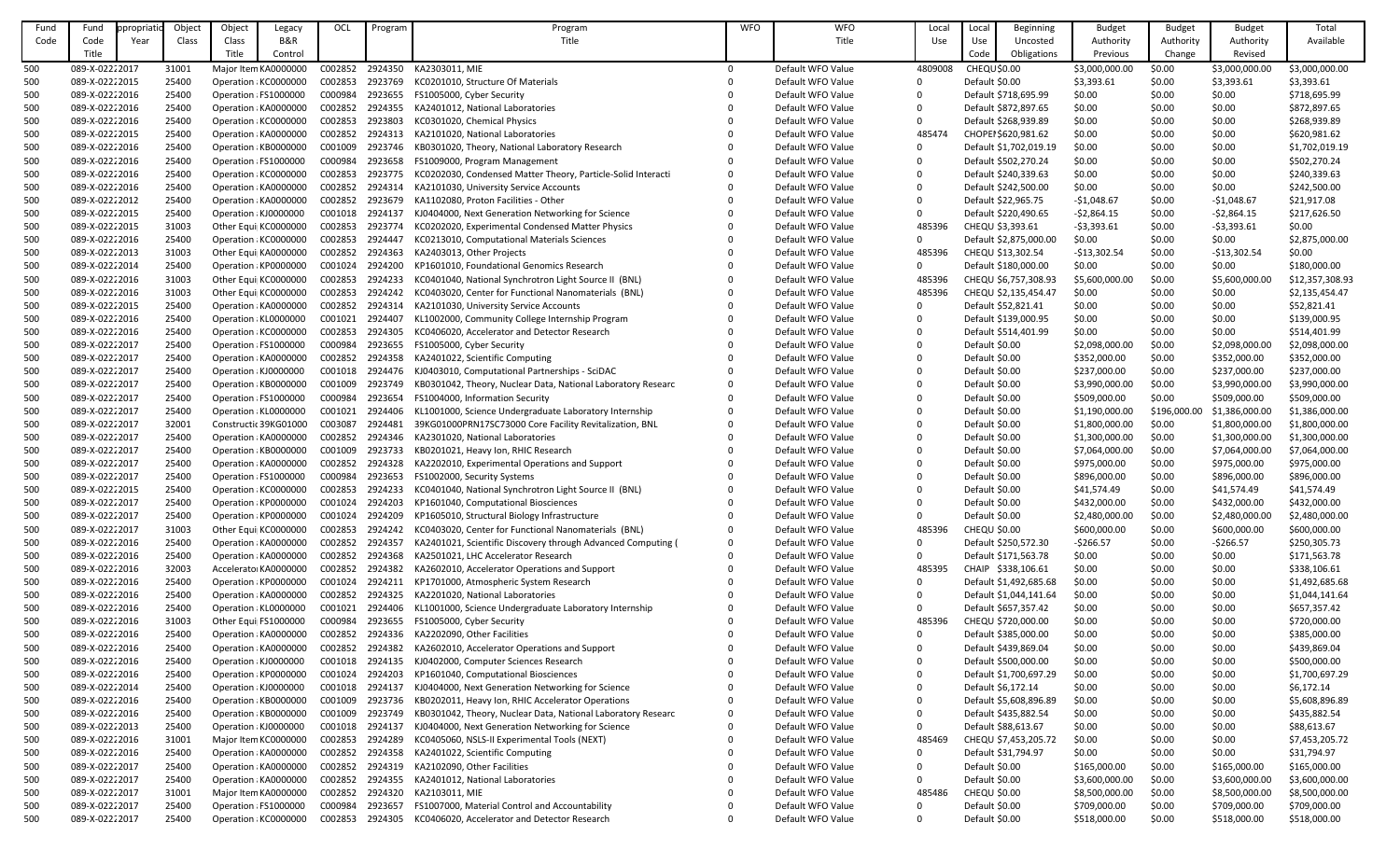| Fund Code | Fund Code Title | Appropriation Year | Object Class | Object Class Title | Legacy B&R Control | OCL | Program | Program Title | WFO | WFO Title | Local Use | Local Use Code | Beginning Uncosted Obligations | Budget Authority Previous | Budget Authority Change | Budget Authority Revised | Total Available |
|---|---|---|---|---|---|---|---|---|---|---|---|---|---|---|---|---|---|
| 500 | 089-X-0222 | 2017 | 31001 | Major Item | KA0000000 | C002852 | 2924350 | KA2303011, MIE | 0 | Default WFO Value | 4809008 | CHEQU | $0.00 | $3,000,000.00 | $0.00 | $3,000,000.00 | $3,000,000.00 |
| 500 | 089-X-0222 | 2015 | 25400 | Operation | KC0000000 | C002853 | 2923769 | KC0201010, Structure Of Materials | 0 | Default WFO Value | 0 | Default | $0.00 | $3,393.61 | $0.00 | $3,393.61 | $3,393.61 |
| 500 | 089-X-0222 | 2016 | 25400 | Operation | FS1000000 | C000984 | 2923655 | FS1005000, Cyber Security | 0 | Default WFO Value | 0 | Default | $718,695.99 | $0.00 | $0.00 | $0.00 | $718,695.99 |
| 500 | 089-X-0222 | 2016 | 25400 | Operation | KA0000000 | C002852 | 2924355 | KA2401012, National Laboratories | 0 | Default WFO Value | 0 | Default | $872,897.65 | $0.00 | $0.00 | $0.00 | $872,897.65 |
| 500 | 089-X-0222 | 2016 | 25400 | Operation | KC0000000 | C002853 | 2923803 | KC0301020, Chemical Physics | 0 | Default WFO Value | 0 | Default | $268,939.89 | $0.00 | $0.00 | $0.00 | $268,939.89 |
| 500 | 089-X-0222 | 2015 | 25400 | Operation | KA0000000 | C002852 | 2924313 | KA2101020, National Laboratories | 0 | Default WFO Value | 485474 | CHOPEI | $620,981.62 | $0.00 | $0.00 | $0.00 | $620,981.62 |
| 500 | 089-X-0222 | 2016 | 25400 | Operation | KB0000000 | C001009 | 2923746 | KB0301020, Theory, National Laboratory Research | 0 | Default WFO Value | 0 | Default | $1,702,019.19 | $0.00 | $0.00 | $0.00 | $1,702,019.19 |
| 500 | 089-X-0222 | 2016 | 25400 | Operation | FS1000000 | C000984 | 2923658 | FS1009000, Program Management | 0 | Default WFO Value | 0 | Default | $502,270.24 | $0.00 | $0.00 | $0.00 | $502,270.24 |
| 500 | 089-X-0222 | 2016 | 25400 | Operation | KC0000000 | C002853 | 2923775 | KC0202030, Condensed Matter Theory, Particle-Solid Interacti | 0 | Default WFO Value | 0 | Default | $240,339.63 | $0.00 | $0.00 | $0.00 | $240,339.63 |
| 500 | 089-X-0222 | 2016 | 25400 | Operation | KA0000000 | C002852 | 2924314 | KA2101030, University Service Accounts | 0 | Default WFO Value | 0 | Default | $242,500.00 | $0.00 | $0.00 | $0.00 | $242,500.00 |
| 500 | 089-X-0222 | 2012 | 25400 | Operation | KA0000000 | C002852 | 2923679 | KA1102080, Proton Facilities - Other | 0 | Default WFO Value | 0 | Default | $22,965.75 | -$1,048.67 | $0.00 | -$1,048.67 | $21,917.08 |
| 500 | 089-X-0222 | 2015 | 25400 | Operation | KJ0000000 | C001018 | 2924137 | KJ0404000, Next Generation Networking for Science | 0 | Default WFO Value | 0 | Default | $220,490.65 | -$2,864.15 | $0.00 | -$2,864.15 | $217,626.50 |
| 500 | 089-X-0222 | 2015 | 31003 | Other Equi | KC0000000 | C002853 | 2923774 | KC0202020, Experimental Condensed Matter Physics | 0 | Default WFO Value | 485396 | CHEQU | $3,393.61 | -$3,393.61 | $0.00 | -$3,393.61 | $0.00 |
| 500 | 089-X-0222 | 2016 | 25400 | Operation | KC0000000 | C002853 | 2924447 | KC0213010, Computational Materials Sciences | 0 | Default WFO Value | 0 | Default | $2,875,000.00 | $0.00 | $0.00 | $0.00 | $2,875,000.00 |
| 500 | 089-X-0222 | 2013 | 31003 | Other Equi | KA0000000 | C002852 | 2924363 | KA2403013, Other Projects | 0 | Default WFO Value | 485396 | CHEQU | $13,302.54 | -$13,302.54 | $0.00 | -$13,302.54 | $0.00 |
| 500 | 089-X-0222 | 2014 | 25400 | Operation | KP0000000 | C001024 | 2924200 | KP1601010, Foundational Genomics Research | 0 | Default WFO Value | 0 | Default | $180,000.00 | $0.00 | $0.00 | $0.00 | $180,000.00 |
| 500 | 089-X-0222 | 2016 | 31003 | Other Equi | KC0000000 | C002853 | 2924233 | KC0401040, National Synchrotron Light Source II (BNL) | 0 | Default WFO Value | 485396 | CHEQU | $6,757,308.93 | $5,600,000.00 | $0.00 | $5,600,000.00 | $12,357,308.93 |
| 500 | 089-X-0222 | 2016 | 31003 | Other Equi | KC0000000 | C002853 | 2924242 | KC0403020, Center for Functional Nanomaterials (BNL) | 0 | Default WFO Value | 485396 | CHEQU | $2,135,454.47 | $0.00 | $0.00 | $0.00 | $2,135,454.47 |
| 500 | 089-X-0222 | 2015 | 25400 | Operation | KA0000000 | C002852 | 2924314 | KA2101030, University Service Accounts | 0 | Default WFO Value | 0 | Default | $52,821.41 | $0.00 | $0.00 | $0.00 | $52,821.41 |
| 500 | 089-X-0222 | 2016 | 25400 | Operation | KL0000000 | C001021 | 2924407 | KL1002000, Community College Internship Program | 0 | Default WFO Value | 0 | Default | $139,000.95 | $0.00 | $0.00 | $0.00 | $139,000.95 |
| 500 | 089-X-0222 | 2016 | 25400 | Operation | KC0000000 | C002853 | 2924305 | KC0406020, Accelerator and Detector Research | 0 | Default WFO Value | 0 | Default | $514,401.99 | $0.00 | $0.00 | $0.00 | $514,401.99 |
| 500 | 089-X-0222 | 2017 | 25400 | Operation | FS1000000 | C000984 | 2923655 | FS1005000, Cyber Security | 0 | Default WFO Value | 0 | Default | $0.00 | $2,098,000.00 | $0.00 | $2,098,000.00 | $2,098,000.00 |
| 500 | 089-X-0222 | 2017 | 25400 | Operation | KA0000000 | C002852 | 2924358 | KA2401022, Scientific Computing | 0 | Default WFO Value | 0 | Default | $0.00 | $352,000.00 | $0.00 | $352,000.00 | $352,000.00 |
| 500 | 089-X-0222 | 2017 | 25400 | Operation | KJ0000000 | C001018 | 2924476 | KJ0403010, Computational Partnerships - SciDAC | 0 | Default WFO Value | 0 | Default | $0.00 | $237,000.00 | $0.00 | $237,000.00 | $237,000.00 |
| 500 | 089-X-0222 | 2017 | 25400 | Operation | KB0000000 | C001009 | 2923749 | KB0301042, Theory, Nuclear Data, National Laboratory Researc | 0 | Default WFO Value | 0 | Default | $0.00 | $3,990,000.00 | $0.00 | $3,990,000.00 | $3,990,000.00 |
| 500 | 089-X-0222 | 2017 | 25400 | Operation | FS1000000 | C000984 | 2923654 | FS1004000, Information Security | 0 | Default WFO Value | 0 | Default | $0.00 | $509,000.00 | $0.00 | $509,000.00 | $509,000.00 |
| 500 | 089-X-0222 | 2017 | 25400 | Operation | KL0000000 | C001021 | 2924406 | KL1001000, Science Undergraduate Laboratory Internship | 0 | Default WFO Value | 0 | Default | $0.00 | $1,190,000.00 | $196,000.00 | $1,386,000.00 | $1,386,000.00 |
| 500 | 089-X-0222 | 2017 | 32001 | Constructio | 39KG01000 | C003087 | 2924481 | 39KG01000PRN17SC73000 Core Facility Revitalization, BNL | 0 | Default WFO Value | 0 | Default | $0.00 | $1,800,000.00 | $0.00 | $1,800,000.00 | $1,800,000.00 |
| 500 | 089-X-0222 | 2017 | 25400 | Operation | KA0000000 | C002852 | 2924346 | KA2301020, National Laboratories | 0 | Default WFO Value | 0 | Default | $0.00 | $1,300,000.00 | $0.00 | $1,300,000.00 | $1,300,000.00 |
| 500 | 089-X-0222 | 2017 | 25400 | Operation | KB0000000 | C001009 | 2923733 | KB0201021, Heavy Ion, RHIC Research | 0 | Default WFO Value | 0 | Default | $0.00 | $7,064,000.00 | $0.00 | $7,064,000.00 | $7,064,000.00 |
| 500 | 089-X-0222 | 2017 | 25400 | Operation | KA0000000 | C002852 | 2924328 | KA2202010, Experimental Operations and Support | 0 | Default WFO Value | 0 | Default | $0.00 | $975,000.00 | $0.00 | $975,000.00 | $975,000.00 |
| 500 | 089-X-0222 | 2017 | 25400 | Operation | FS1000000 | C000984 | 2923653 | FS1002000, Security Systems | 0 | Default WFO Value | 0 | Default | $0.00 | $896,000.00 | $0.00 | $896,000.00 | $896,000.00 |
| 500 | 089-X-0222 | 2015 | 25400 | Operation | KC0000000 | C002853 | 2924233 | KC0401040, National Synchrotron Light Source II (BNL) | 0 | Default WFO Value | 0 | Default | $0.00 | $41,574.49 | $0.00 | $41,574.49 | $41,574.49 |
| 500 | 089-X-0222 | 2017 | 25400 | Operation | KP0000000 | C001024 | 2924203 | KP1601040, Computational Biosciences | 0 | Default WFO Value | 0 | Default | $0.00 | $432,000.00 | $0.00 | $432,000.00 | $432,000.00 |
| 500 | 089-X-0222 | 2017 | 25400 | Operation | KP0000000 | C001024 | 2924209 | KP1605010, Structural Biology Infrastructure | 0 | Default WFO Value | 0 | Default | $0.00 | $2,480,000.00 | $0.00 | $2,480,000.00 | $2,480,000.00 |
| 500 | 089-X-0222 | 2017 | 31003 | Other Equi | KC0000000 | C002853 | 2924242 | KC0403020, Center for Functional Nanomaterials (BNL) | 0 | Default WFO Value | 485396 | CHEQU | $0.00 | $600,000.00 | $0.00 | $600,000.00 | $600,000.00 |
| 500 | 089-X-0222 | 2016 | 25400 | Operation | KA0000000 | C002852 | 2924357 | KA2401021, Scientific Discovery through Advanced Computing ( | 0 | Default WFO Value | 0 | Default | $250,572.30 | -$266.57 | $0.00 | -$266.57 | $250,305.73 |
| 500 | 089-X-0222 | 2016 | 25400 | Operation | KA0000000 | C002852 | 2924368 | KA2501021, LHC Accelerator Research | 0 | Default WFO Value | 0 | Default | $171,563.78 | $0.00 | $0.00 | $0.00 | $171,563.78 |
| 500 | 089-X-0222 | 2016 | 32003 | Accelerator | KA0000000 | C002852 | 2924382 | KA2602010, Accelerator Operations and Support | 0 | Default WFO Value | 485395 | CHAIP | $338,106.61 | $0.00 | $0.00 | $0.00 | $338,106.61 |
| 500 | 089-X-0222 | 2016 | 25400 | Operation | KP0000000 | C001024 | 2924211 | KP1701000, Atmospheric System Research | 0 | Default WFO Value | 0 | Default | $1,492,685.68 | $0.00 | $0.00 | $0.00 | $1,492,685.68 |
| 500 | 089-X-0222 | 2016 | 25400 | Operation | KA0000000 | C002852 | 2924325 | KA2201020, National Laboratories | 0 | Default WFO Value | 0 | Default | $1,044,141.64 | $0.00 | $0.00 | $0.00 | $1,044,141.64 |
| 500 | 089-X-0222 | 2016 | 25400 | Operation | KL0000000 | C001021 | 2924406 | KL1001000, Science Undergraduate Laboratory Internship | 0 | Default WFO Value | 0 | Default | $657,357.42 | $0.00 | $0.00 | $0.00 | $657,357.42 |
| 500 | 089-X-0222 | 2016 | 31003 | Other Equi | FS1000000 | C000984 | 2923655 | FS1005000, Cyber Security | 0 | Default WFO Value | 485396 | CHEQU | $720,000.00 | $0.00 | $0.00 | $0.00 | $720,000.00 |
| 500 | 089-X-0222 | 2016 | 25400 | Operation | KA0000000 | C002852 | 2924336 | KA2202090, Other Facilities | 0 | Default WFO Value | 0 | Default | $385,000.00 | $0.00 | $0.00 | $0.00 | $385,000.00 |
| 500 | 089-X-0222 | 2016 | 25400 | Operation | KA0000000 | C002852 | 2924382 | KA2602010, Accelerator Operations and Support | 0 | Default WFO Value | 0 | Default | $439,869.04 | $0.00 | $0.00 | $0.00 | $439,869.04 |
| 500 | 089-X-0222 | 2016 | 25400 | Operation | KJ0000000 | C001018 | 2924135 | KJ0402000, Computer Sciences Research | 0 | Default WFO Value | 0 | Default | $500,000.00 | $0.00 | $0.00 | $0.00 | $500,000.00 |
| 500 | 089-X-0222 | 2016 | 25400 | Operation | KP0000000 | C001024 | 2924203 | KP1601040, Computational Biosciences | 0 | Default WFO Value | 0 | Default | $1,700,697.29 | $0.00 | $0.00 | $0.00 | $1,700,697.29 |
| 500 | 089-X-0222 | 2014 | 25400 | Operation | KJ0000000 | C001018 | 2924137 | KJ0404000, Next Generation Networking for Science | 0 | Default WFO Value | 0 | Default | $6,172.14 | $0.00 | $0.00 | $0.00 | $6,172.14 |
| 500 | 089-X-0222 | 2016 | 25400 | Operation | KB0000000 | C001009 | 2923736 | KB0202011, Heavy Ion, RHIC Accelerator Operations | 0 | Default WFO Value | 0 | Default | $5,608,896.89 | $0.00 | $0.00 | $0.00 | $5,608,896.89 |
| 500 | 089-X-0222 | 2016 | 25400 | Operation | KB0000000 | C001009 | 2923749 | KB0301042, Theory, Nuclear Data, National Laboratory Researc | 0 | Default WFO Value | 0 | Default | $435,882.54 | $0.00 | $0.00 | $0.00 | $435,882.54 |
| 500 | 089-X-0222 | 2013 | 25400 | Operation | KJ0000000 | C001018 | 2924137 | KJ0404000, Next Generation Networking for Science | 0 | Default WFO Value | 0 | Default | $88,613.67 | $0.00 | $0.00 | $0.00 | $88,613.67 |
| 500 | 089-X-0222 | 2016 | 31001 | Major Item | KC0000000 | C002853 | 2924289 | KC0405060, NSLS-II Experimental Tools (NEXT) | 0 | Default WFO Value | 485469 | CHEQU | $7,453,205.72 | $0.00 | $0.00 | $0.00 | $7,453,205.72 |
| 500 | 089-X-0222 | 2016 | 25400 | Operation | KA0000000 | C002852 | 2924358 | KA2401022, Scientific Computing | 0 | Default WFO Value | 0 | Default | $31,794.97 | $0.00 | $0.00 | $0.00 | $31,794.97 |
| 500 | 089-X-0222 | 2017 | 25400 | Operation | KA0000000 | C002852 | 2924319 | KA2102090, Other Facilities | 0 | Default WFO Value | 0 | Default | $0.00 | $165,000.00 | $0.00 | $165,000.00 | $165,000.00 |
| 500 | 089-X-0222 | 2017 | 25400 | Operation | KA0000000 | C002852 | 2924355 | KA2401012, National Laboratories | 0 | Default WFO Value | 0 | Default | $0.00 | $3,600,000.00 | $0.00 | $3,600,000.00 | $3,600,000.00 |
| 500 | 089-X-0222 | 2017 | 31001 | Major Item | KA0000000 | C002852 | 2924320 | KA2103011, MIE | 0 | Default WFO Value | 485486 | CHEQU | $0.00 | $8,500,000.00 | $0.00 | $8,500,000.00 | $8,500,000.00 |
| 500 | 089-X-0222 | 2017 | 25400 | Operation | FS1000000 | C000984 | 2923657 | FS1007000, Material Control and Accountability | 0 | Default WFO Value | 0 | Default | $0.00 | $709,000.00 | $0.00 | $709,000.00 | $709,000.00 |
| 500 | 089-X-0222 | 2017 | 25400 | Operation | KC0000000 | C002853 | 2924305 | KC0406020, Accelerator and Detector Research | 0 | Default WFO Value | 0 | Default | $0.00 | $518,000.00 | $0.00 | $518,000.00 | $518,000.00 |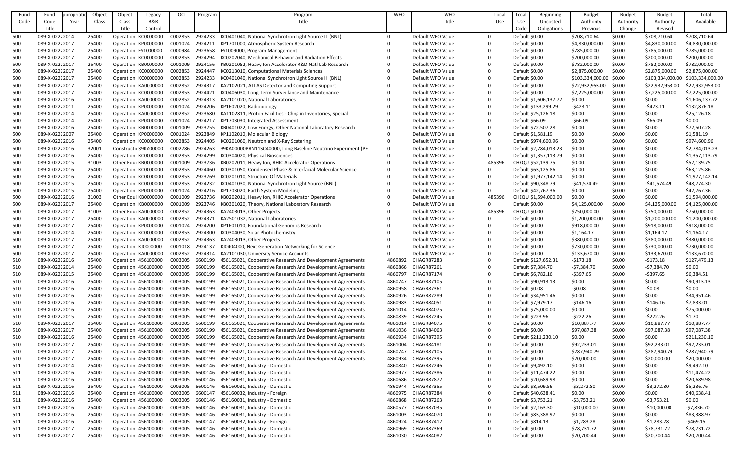| Fund Code | Fund Code Title | Appropriation Year | Object Class | Object Class Title | Legacy B&R Control | OCL | Program | Program Title | WFO | WFO Title | Local Use | Local Use Code | Beginning Uncosted Obligations | Budget Authority Previous | Budget Authority Change | Budget Authority Revised | Total Available |
|---|---|---|---|---|---|---|---|---|---|---|---|---|---|---|---|---|---|
| 500 | 089-X-0222 | 2014 | 25400 | Operation | KC0000000 | C002853 | 2924233 | KC0401040, National Synchrotron Light Source II (BNL) | 0 | Default WFO Value | 0 | Default | $0.00 | $708,710.64 | $0.00 | $708,710.64 | $708,710.64 |
| 500 | 089-X-0222 | 2017 | 25400 | Operation | KP0000000 | C001024 | 2924211 | KP1701000, Atmospheric System Research | 0 | Default WFO Value | 0 | Default | $0.00 | $4,830,000.00 | $0.00 | $4,830,000.00 | $4,830,000.00 |
| 500 | 089-X-0222 | 2017 | 25400 | Operation | FS1000000 | C000984 | 2923658 | FS1009000, Program Management | 0 | Default WFO Value | 0 | Default | $0.00 | $785,000.00 | $0.00 | $785,000.00 | $785,000.00 |
| 500 | 089-X-0222 | 2017 | 25400 | Operation | KC0000000 | C002853 | 2924294 | KC0202040, Mechanical Behavior and Radiation Effects | 0 | Default WFO Value | 0 | Default | $0.00 | $200,000.00 | $0.00 | $200,000.00 | $200,000.00 |
| 500 | 089-X-0222 | 2017 | 25400 | Operation | KB0000000 | C001009 | 2924156 | KB0201052, Heavy Ion Accelerator R&D Natl Lab Research | 0 | Default WFO Value | 0 | Default | $0.00 | $782,000.00 | $0.00 | $782,000.00 | $782,000.00 |
| 500 | 089-X-0222 | 2017 | 25400 | Operation | KC0000000 | C002853 | 2924447 | KC0213010, Computational Materials Sciences | 0 | Default WFO Value | 0 | Default | $0.00 | $2,875,000.00 | $0.00 | $2,875,000.00 | $2,875,000.00 |
| 500 | 089-X-0222 | 2017 | 25400 | Operation | KC0000000 | C002853 | 2924233 | KC0401040, National Synchrotron Light Source II (BNL) | 0 | Default WFO Value | 0 | Default | $0.00 | $103,334,000.00 | $0.00 | $103,334,000.00 | $103,334,000.00 |
| 500 | 089-X-0222 | 2017 | 25400 | Operation | KA0000000 | C002852 | 2924317 | KA2102021, ATLAS Detector and Computing Support | 0 | Default WFO Value | 0 | Default | $0.00 | $22,932,953.00 | $0.00 | $22,932,953.00 | $22,932,953.00 |
| 500 | 089-X-0222 | 2017 | 25400 | Operation | KC0000000 | C002853 | 2924421 | KC0406030, Long Term Surveillance and Maintenance | 0 | Default WFO Value | 0 | Default | $0.00 | $7,225,000.00 | $0.00 | $7,225,000.00 | $7,225,000.00 |
| 500 | 089-X-0222 | 2016 | 25400 | Operation | KA0000000 | C002852 | 2924313 | KA2101020, National Laboratories | 0 | Default WFO Value | 0 | Default | $1,606,137.72 | $0.00 | $0.00 | $0.00 | $1,606,137.72 |
| 500 | 089-X-0222 | 2011 | 25400 | Operation | KP0000000 | C001024 | 2924206 | KP1602020, Radiobiology | 0 | Default WFO Value | 0 | Default | $133,299.29 | -$423.11 | $0.00 | -$423.11 | $132,876.18 |
| 500 | 089-X-0222 | 2014 | 25400 | Operation | KA0000000 | C002852 | 2923680 | KA1102811, Proton Facilities - Chng in Inventories, Special | 0 | Default WFO Value | 0 | Default | $25,126.18 | $0.00 | $0.00 | $0.00 | $25,126.18 |
| 500 | 089-X-0222 | 2014 | 25400 | Operation | KP0000000 | C001024 | 2924217 | KP1703030, Integrated Assessment | 0 | Default WFO Value | 0 | Default | $66.09 | -$66.09 | $0.00 | -$66.09 | $0.00 |
| 500 | 089-X-0222 | 2016 | 25400 | Operation | KB0000000 | C001009 | 2923755 | KB0401022, Low Energy, Other National Laboratory Research | 0 | Default WFO Value | 0 | Default | $72,507.28 | $0.00 | $0.00 | $0.00 | $72,507.28 |
| 500 | 089-X-0222 | 2007 | 25400 | Operation | KP0000000 | C001024 | 2923849 | KP1102010, Molecular Biology | 0 | Default WFO Value | 0 | Default | $1,581.19 | $0.00 | $0.00 | $0.00 | $1,581.19 |
| 500 | 089-X-0222 | 2016 | 25400 | Operation | KC0000000 | C002853 | 2924405 | KC0201060, Neutron and X-Ray Scatering | 0 | Default WFO Value | 0 | Default | $974,600.96 | $0.00 | $0.00 | $0.00 | $974,600.96 |
| 500 | 089-X-0222 | 2016 | 32001 | Constructic | 39KA00000 | C002786 | 2924263 | 39KA00000PRN11SC40000, Long Baseline Neutrino Experiment (PE | 0 | Default WFO Value | 0 | Default | $2,784,013.23 | $0.00 | $0.00 | $0.00 | $2,784,013.23 |
| 500 | 089-X-0222 | 2016 | 25400 | Operation | KC0000000 | C002853 | 2924299 | KC0304020, Physical Biosciences | 0 | Default WFO Value | 0 | Default | $1,357,113.79 | $0.00 | $0.00 | $0.00 | $1,357,113.79 |
| 500 | 089-X-0222 | 2015 | 31003 | Other Equi | KB0000000 | C001009 | 2923736 | KB0202011, Heavy Ion, RHIC Accelerator Operations | 0 | Default WFO Value | 485396 | CHEQU | $52,139.75 | $0.00 | $0.00 | $0.00 | $52,139.75 |
| 500 | 089-X-0222 | 2016 | 25400 | Operation | KC0000000 | C002853 | 2924460 | KC0301050, Condensed Phase & Interfacial Molecular Science | 0 | Default WFO Value | 0 | Default | $63,125.86 | $0.00 | $0.00 | $0.00 | $63,125.86 |
| 500 | 089-X-0222 | 2016 | 25400 | Operation | KC0000000 | C002853 | 2923769 | KC0201010, Structure Of Materials | 0 | Default WFO Value | 0 | Default | $1,977,142.14 | $0.00 | $0.00 | $0.00 | $1,977,142.14 |
| 500 | 089-X-0222 | 2015 | 25400 | Operation | KC0000000 | C002853 | 2924232 | KC0401030, National Synchrotron Light Source (BNL) | 0 | Default WFO Value | 0 | Default | $90,348.79 | -$41,574.49 | $0.00 | -$41,574.49 | $48,774.30 |
| 500 | 089-X-0222 | 2015 | 25400 | Operation | KP0000000 | C001024 | 2924216 | KP1703020, Earth System Modeling | 0 | Default WFO Value | 0 | Default | $42,767.36 | $0.00 | $0.00 | $0.00 | $42,767.36 |
| 500 | 089-X-0222 | 2016 | 31003 | Other Equi | KB0000000 | C001009 | 2923736 | KB0202011, Heavy Ion, RHIC Accelerator Operations | 0 | Default WFO Value | 485396 | CHEQU | $1,594,000.00 | $0.00 | $0.00 | $0.00 | $1,594,000.00 |
| 500 | 089-X-0222 | 2017 | 25400 | Operation | KB0000000 | C001009 | 2923746 | KB0301020, Theory, National Laboratory Research | 0 | Default WFO Value | 0 | Default | $0.00 | $4,125,000.00 | $0.00 | $4,125,000.00 | $4,125,000.00 |
| 500 | 089-X-0222 | 2017 | 31003 | Other Equi | KA0000000 | C002852 | 2924363 | KA2403013, Other Projects | 0 | Default WFO Value | 485396 | CHEQU | $0.00 | $750,000.00 | $0.00 | $750,000.00 | $750,000.00 |
| 500 | 089-X-0222 | 2017 | 25400 | Operation | KA0000000 | C002852 | 2924371 | KA2501032, National Laboratories | 0 | Default WFO Value | 0 | Default | $0.00 | $1,200,000.00 | $0.00 | $1,200,000.00 | $1,200,000.00 |
| 500 | 089-X-0222 | 2017 | 25400 | Operation | KP0000000 | C001024 | 2924200 | KP1601010, Foundational Genomics Research | 0 | Default WFO Value | 0 | Default | $0.00 | $918,000.00 | $0.00 | $918,000.00 | $918,000.00 |
| 500 | 089-X-0222 | 2014 | 25400 | Operation | KC0000000 | C002853 | 2924300 | KC0304030, Solar Photochemistry | 0 | Default WFO Value | 0 | Default | $0.00 | $1,164.17 | $0.00 | $1,164.17 | $1,164.17 |
| 500 | 089-X-0222 | 2017 | 25400 | Operation | KA0000000 | C002852 | 2924363 | KA2403013, Other Projects | 0 | Default WFO Value | 0 | Default | $0.00 | $380,000.00 | $0.00 | $380,000.00 | $380,000.00 |
| 500 | 089-X-0222 | 2017 | 25400 | Operation | KJ0000000 | C001018 | 2924137 | KJ0404000, Next Generation Networking for Science | 0 | Default WFO Value | 0 | Default | $0.00 | $730,000.00 | $0.00 | $730,000.00 | $730,000.00 |
| 500 | 089-X-0222 | 2017 | 25400 | Operation | KA0000000 | C002852 | 2924314 | KA2101030, University Service Accounts | 0 | Default WFO Value | 0 | Default | $0.00 | $133,670.00 | $0.00 | $133,670.00 | $133,670.00 |
| 510 | 089-X-0222 | 2016 | 25400 | Operation | 456100000 | C003005 | 6600199 | 456165021, Cooperative Research And Development Agreements | 4860892 | CHAGR87283 | 0 | Default | $127,652.31 | -$173.18 | $0.00 | -$173.18 | $127,479.13 |
| 510 | 089-X-0222 | 2014 | 25400 | Operation | 456100000 | C003005 | 6600199 | 456165021, Cooperative Research And Development Agreements | 4860866 | CHAGR87261 | 0 | Default | $7,384.70 | -$7,384.70 | $0.00 | -$7,384.70 | $0.00 |
| 510 | 089-X-0222 | 2015 | 25400 | Operation | 456100000 | C003005 | 6600199 | 456165021, Cooperative Research And Development Agreements | 4860797 | CHAGR87174 | 0 | Default | $6,782.16 | -$397.65 | $0.00 | -$397.65 | $6,384.51 |
| 510 | 089-X-0222 | 2016 | 25400 | Operation | 456100000 | C003005 | 6600199 | 456165021, Cooperative Research And Development Agreements | 4860747 | CHAGR87105 | 0 | Default | $90,913.13 | $0.00 | $0.00 | $0.00 | $90,913.13 |
| 510 | 089-X-0222 | 2016 | 25400 | Operation | 456100000 | C003005 | 6600199 | 456165021, Cooperative Research And Development Agreements | 4860958 | CHAGR87361 | 0 | Default | $0.08 | -$0.08 | $0.00 | -$0.08 | $0.00 |
| 510 | 089-X-0222 | 2016 | 25400 | Operation | 456100000 | C003005 | 6600199 | 456165021, Cooperative Research And Development Agreements | 4860926 | CHAGR87289 | 0 | Default | $34,951.46 | $0.00 | $0.00 | $0.00 | $34,951.46 |
| 510 | 089-X-0222 | 2016 | 25400 | Operation | 456100000 | C003005 | 6600199 | 456165021, Cooperative Research And Development Agreements | 4860983 | CHAGR84051 | 0 | Default | $7,979.17 | -$146.16 | $0.00 | -$146.16 | $7,833.01 |
| 510 | 089-X-0222 | 2016 | 25400 | Operation | 456100000 | C003005 | 6600199 | 456165021, Cooperative Research And Development Agreements | 4861014 | CHAGR84075 | 0 | Default | $75,000.00 | $0.00 | $0.00 | $0.00 | $75,000.00 |
| 510 | 089-X-0222 | 2015 | 25400 | Operation | 456100000 | C003005 | 6600199 | 456165021, Cooperative Research And Development Agreements | 4860839 | CHAGR87245 | 0 | Default | $223.96 | -$222.26 | $0.00 | -$222.26 | $1.70 |
| 510 | 089-X-0222 | 2017 | 25400 | Operation | 456100000 | C003005 | 6600199 | 456165021, Cooperative Research And Development Agreements | 4861014 | CHAGR84075 | 0 | Default | $0.00 | $10,887.77 | $0.00 | $10,887.77 | $10,887.77 |
| 510 | 089-X-0222 | 2017 | 25400 | Operation | 456100000 | C003005 | 6600199 | 456165021, Cooperative Research And Development Agreements | 4861036 | CHAGR84063 | 0 | Default | $0.00 | $97,087.38 | $0.00 | $97,087.38 | $97,087.38 |
| 510 | 089-X-0222 | 2016 | 25400 | Operation | 456100000 | C003005 | 6600199 | 456165021, Cooperative Research And Development Agreements | 4860934 | CHAGR87395 | 0 | Default | $211,230.10 | $0.00 | $0.00 | $0.00 | $211,230.10 |
| 510 | 089-X-0222 | 2017 | 25400 | Operation | 456100000 | C003005 | 6600199 | 456165021, Cooperative Research And Development Agreements | 4861004 | CHAGR84181 | 0 | Default | $0.00 | $92,233.01 | $0.00 | $92,233.01 | $92,233.01 |
| 510 | 089-X-0222 | 2017 | 25400 | Operation | 456100000 | C003005 | 6600199 | 456165021, Cooperative Research And Development Agreements | 4860747 | CHAGR87105 | 0 | Default | $0.00 | $287,940.79 | $0.00 | $287,940.79 | $287,940.79 |
| 510 | 089-X-0222 | 2017 | 25400 | Operation | 456100000 | C003005 | 6600199 | 456165021, Cooperative Research And Development Agreements | 4860934 | CHAGR87395 | 0 | Default | $0.00 | $20,000.00 | $0.00 | $20,000.00 | $20,000.00 |
| 511 | 089-X-0222 | 2014 | 25400 | Operation | 456100000 | C003005 | 6600146 | 456160031, Industry - Domestic | 4860840 | CHAGR87246 | 0 | Default | $9,492.10 | $0.00 | $0.00 | $0.00 | $9,492.10 |
| 511 | 089-X-0222 | 2016 | 25400 | Operation | 456100000 | C003005 | 6600146 | 456160031, Industry - Domestic | 4860977 | CHAGR87386 | 0 | Default | $11,474.22 | $0.00 | $0.00 | $0.00 | $11,474.22 |
| 511 | 089-X-0222 | 2016 | 25400 | Operation | 456100000 | C003005 | 6600146 | 456160031, Industry - Domestic | 4860686 | CHAGR87872 | 0 | Default | $20,689.98 | $0.00 | $0.00 | $0.00 | $20,689.98 |
| 511 | 089-X-0222 | 2016 | 25400 | Operation | 456100000 | C003005 | 6600146 | 456160031, Industry - Domestic | 4860944 | CHAGR87355 | 0 | Default | $8,509.56 | -$3,272.80 | $0.00 | -$3,272.80 | $5,236.76 |
| 511 | 089-X-0222 | 2016 | 25400 | Operation | 456100000 | C003005 | 6600147 | 456160032, Industry - Foreign | 4860975 | CHAGR87384 | 0 | Default | $40,638.41 | $0.00 | $0.00 | $0.00 | $40,638.41 |
| 511 | 089-X-0222 | 2016 | 25400 | Operation | 456100000 | C003005 | 6600146 | 456160031, Industry - Domestic | 4860868 | CHAGR87263 | 0 | Default | $3,753.21 | -$3,753.21 | $0.00 | -$3,753.21 | $0.00 |
| 511 | 089-X-0222 | 2016 | 25400 | Operation | 456100000 | C003005 | 6600146 | 456160031, Industry - Domestic | 4860577 | CHAGR87035 | 0 | Default | $2,163.30 | -$10,000.00 | $0.00 | -$10,000.00 | -$7,836.70 |
| 511 | 089-X-0222 | 2016 | 25400 | Operation | 456100000 | C003005 | 6600146 | 456160031, Industry - Domestic | 4861003 | CHAGR84070 | 0 | Default | $83,388.97 | $0.00 | $0.00 | $0.00 | $83,388.97 |
| 511 | 089-X-0222 | 2016 | 25400 | Operation | 456100000 | C003005 | 6600147 | 456160032, Industry - Foreign | 4860924 | CHAGR87412 | 0 | Default | $814.13 | -$1,283.28 | $0.00 | -$1,283.28 | -$469.15 |
| 511 | 089-X-0222 | 2017 | 25400 | Operation | 456100000 | C003005 | 6600146 | 456160031, Industry - Domestic | 4860969 | CHAGR87369 | 0 | Default | $0.00 | $78,731.72 | $0.00 | $78,731.72 | $78,731.72 |
| 511 | 089-X-0222 | 2017 | 25400 | Operation | 456100000 | C003005 | 6600146 | 456160031, Industry - Domestic | 4861030 | CHAGR84082 | 0 | Default | $0.00 | $20,700.44 | $0.00 | $20,700.44 | $20,700.44 |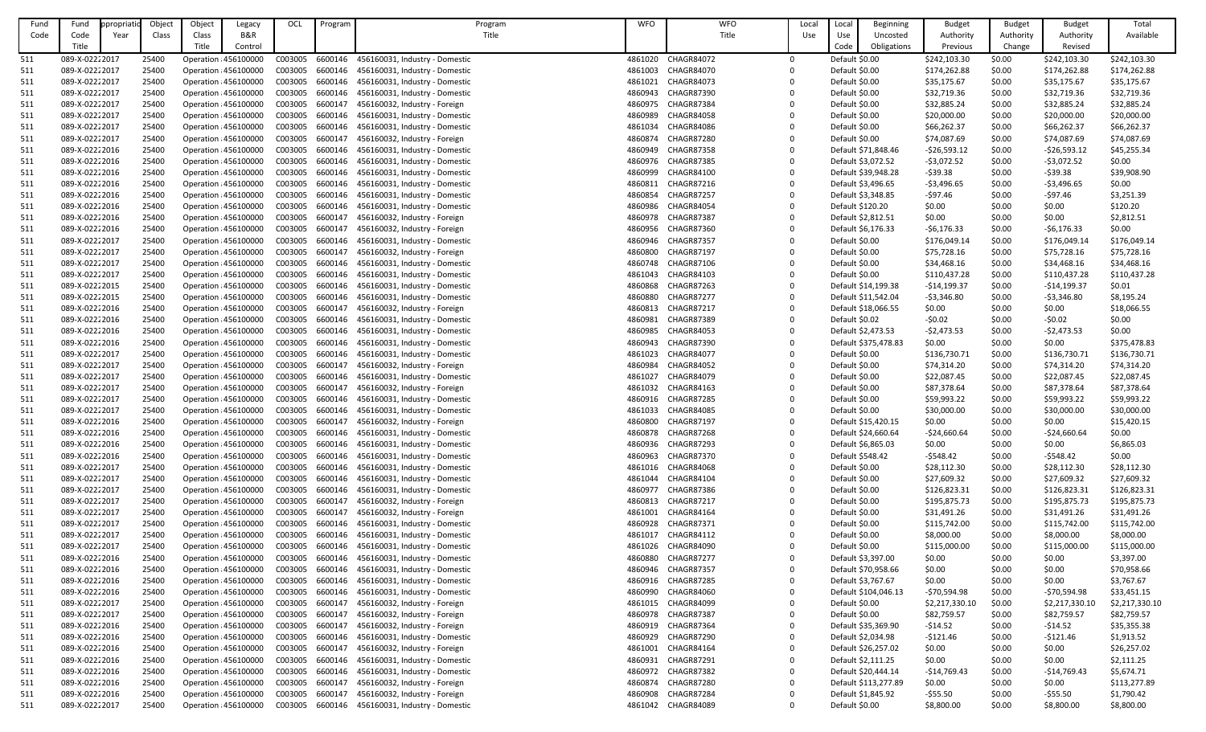| Fund Code | Fund Code Title | Appropriation Year | Object Class | Object Class Title | Legacy B&R Control | OCL | Program | Program Title | WFO | WFO Title | Local Use | Local Use Code | Beginning Uncosted Obligations | Budget Authority Previous | Budget Authority Change | Budget Authority Revised | Total Available |
|---|---|---|---|---|---|---|---|---|---|---|---|---|---|---|---|---|---|
| 511 | 089-X-0222 | 2017 | 25400 | Operation | 456100000 | C003005 | 6600146 | 456160031, Industry - Domestic | 4861020 | CHAGR84072 | 0 | Default | $0.00 | $242,103.30 | $0.00 | $242,103.30 | $242,103.30 |
| 511 | 089-X-0222 | 2017 | 25400 | Operation | 456100000 | C003005 | 6600146 | 456160031, Industry - Domestic | 4861003 | CHAGR84070 | 0 | Default | $0.00 | $174,262.88 | $0.00 | $174,262.88 | $174,262.88 |
| 511 | 089-X-0222 | 2017 | 25400 | Operation | 456100000 | C003005 | 6600146 | 456160031, Industry - Domestic | 4861021 | CHAGR84073 | 0 | Default | $0.00 | $35,175.67 | $0.00 | $35,175.67 | $35,175.67 |
| 511 | 089-X-0222 | 2017 | 25400 | Operation | 456100000 | C003005 | 6600146 | 456160031, Industry - Domestic | 4860943 | CHAGR87390 | 0 | Default | $0.00 | $32,719.36 | $0.00 | $32,719.36 | $32,719.36 |
| 511 | 089-X-0222 | 2017 | 25400 | Operation | 456100000 | C003005 | 6600147 | 456160032, Industry - Foreign | 4860975 | CHAGR87384 | 0 | Default | $0.00 | $32,885.24 | $0.00 | $32,885.24 | $32,885.24 |
| 511 | 089-X-0222 | 2017 | 25400 | Operation | 456100000 | C003005 | 6600146 | 456160031, Industry - Domestic | 4860989 | CHAGR84058 | 0 | Default | $0.00 | $20,000.00 | $0.00 | $20,000.00 | $20,000.00 |
| 511 | 089-X-0222 | 2017 | 25400 | Operation | 456100000 | C003005 | 6600146 | 456160031, Industry - Domestic | 4861034 | CHAGR84086 | 0 | Default | $0.00 | $66,262.37 | $0.00 | $66,262.37 | $66,262.37 |
| 511 | 089-X-0222 | 2017 | 25400 | Operation | 456100000 | C003005 | 6600147 | 456160032, Industry - Foreign | 4860874 | CHAGR87280 | 0 | Default | $0.00 | $74,087.69 | $0.00 | $74,087.69 | $74,087.69 |
| 511 | 089-X-0222 | 2016 | 25400 | Operation | 456100000 | C003005 | 6600146 | 456160031, Industry - Domestic | 4860949 | CHAGR87358 | 0 | Default | $71,848.46 | -$26,593.12 | $0.00 | -$26,593.12 | $45,255.34 |
| 511 | 089-X-0222 | 2016 | 25400 | Operation | 456100000 | C003005 | 6600146 | 456160031, Industry - Domestic | 4860976 | CHAGR87385 | 0 | Default | $3,072.52 | -$3,072.52 | $0.00 | -$3,072.52 | $0.00 |
| 511 | 089-X-0222 | 2016 | 25400 | Operation | 456100000 | C003005 | 6600146 | 456160031, Industry - Domestic | 4860999 | CHAGR84100 | 0 | Default | $39,948.28 | -$39.38 | $0.00 | -$39.38 | $39,908.90 |
| 511 | 089-X-0222 | 2016 | 25400 | Operation | 456100000 | C003005 | 6600146 | 456160031, Industry - Domestic | 4860811 | CHAGR87216 | 0 | Default | $3,496.65 | -$3,496.65 | $0.00 | -$3,496.65 | $0.00 |
| 511 | 089-X-0222 | 2016 | 25400 | Operation | 456100000 | C003005 | 6600146 | 456160031, Industry - Domestic | 4860854 | CHAGR87257 | 0 | Default | $3,348.85 | -$97.46 | $0.00 | -$97.46 | $3,251.39 |
| 511 | 089-X-0222 | 2016 | 25400 | Operation | 456100000 | C003005 | 6600146 | 456160031, Industry - Domestic | 4860986 | CHAGR84054 | 0 | Default | $120.20 | $0.00 | $0.00 | $0.00 | $120.20 |
| 511 | 089-X-0222 | 2016 | 25400 | Operation | 456100000 | C003005 | 6600147 | 456160032, Industry - Foreign | 4860978 | CHAGR87387 | 0 | Default | $2,812.51 | $0.00 | $0.00 | $0.00 | $2,812.51 |
| 511 | 089-X-0222 | 2016 | 25400 | Operation | 456100000 | C003005 | 6600147 | 456160032, Industry - Foreign | 4860956 | CHAGR87360 | 0 | Default | $6,176.33 | -$6,176.33 | $0.00 | -$6,176.33 | $0.00 |
| 511 | 089-X-0222 | 2017 | 25400 | Operation | 456100000 | C003005 | 6600146 | 456160031, Industry - Domestic | 4860946 | CHAGR87357 | 0 | Default | $0.00 | $176,049.14 | $0.00 | $176,049.14 | $176,049.14 |
| 511 | 089-X-0222 | 2017 | 25400 | Operation | 456100000 | C003005 | 6600147 | 456160032, Industry - Foreign | 4860800 | CHAGR87197 | 0 | Default | $0.00 | $75,728.16 | $0.00 | $75,728.16 | $75,728.16 |
| 511 | 089-X-0222 | 2017 | 25400 | Operation | 456100000 | C003005 | 6600146 | 456160031, Industry - Domestic | 4860748 | CHAGR87106 | 0 | Default | $0.00 | $34,468.16 | $0.00 | $34,468.16 | $34,468.16 |
| 511 | 089-X-0222 | 2017 | 25400 | Operation | 456100000 | C003005 | 6600146 | 456160031, Industry - Domestic | 4861043 | CHAGR84103 | 0 | Default | $0.00 | $110,437.28 | $0.00 | $110,437.28 | $110,437.28 |
| 511 | 089-X-0222 | 2015 | 25400 | Operation | 456100000 | C003005 | 6600146 | 456160031, Industry - Domestic | 4860868 | CHAGR87263 | 0 | Default | $14,199.38 | -$14,199.37 | $0.00 | -$14,199.37 | $0.01 |
| 511 | 089-X-0222 | 2015 | 25400 | Operation | 456100000 | C003005 | 6600146 | 456160031, Industry - Domestic | 4860880 | CHAGR87277 | 0 | Default | $11,542.04 | -$3,346.80 | $0.00 | -$3,346.80 | $8,195.24 |
| 511 | 089-X-0222 | 2016 | 25400 | Operation | 456100000 | C003005 | 6600147 | 456160032, Industry - Foreign | 4860813 | CHAGR87217 | 0 | Default | $18,066.55 | $0.00 | $0.00 | $0.00 | $18,066.55 |
| 511 | 089-X-0222 | 2016 | 25400 | Operation | 456100000 | C003005 | 6600146 | 456160031, Industry - Domestic | 4860981 | CHAGR87389 | 0 | Default | $0.02 | -$0.02 | $0.00 | -$0.02 | $0.00 |
| 511 | 089-X-0222 | 2016 | 25400 | Operation | 456100000 | C003005 | 6600146 | 456160031, Industry - Domestic | 4860985 | CHAGR84053 | 0 | Default | $2,473.53 | -$2,473.53 | $0.00 | -$2,473.53 | $0.00 |
| 511 | 089-X-0222 | 2016 | 25400 | Operation | 456100000 | C003005 | 6600146 | 456160031, Industry - Domestic | 4860943 | CHAGR87390 | 0 | Default | $375,478.83 | $0.00 | $0.00 | $0.00 | $375,478.83 |
| 511 | 089-X-0222 | 2017 | 25400 | Operation | 456100000 | C003005 | 6600146 | 456160031, Industry - Domestic | 4861023 | CHAGR84077 | 0 | Default | $0.00 | $136,730.71 | $0.00 | $136,730.71 | $136,730.71 |
| 511 | 089-X-0222 | 2017 | 25400 | Operation | 456100000 | C003005 | 6600147 | 456160032, Industry - Foreign | 4860984 | CHAGR84052 | 0 | Default | $0.00 | $74,314.20 | $0.00 | $74,314.20 | $74,314.20 |
| 511 | 089-X-0222 | 2017 | 25400 | Operation | 456100000 | C003005 | 6600146 | 456160031, Industry - Domestic | 4861027 | CHAGR84079 | 0 | Default | $0.00 | $22,087.45 | $0.00 | $22,087.45 | $22,087.45 |
| 511 | 089-X-0222 | 2017 | 25400 | Operation | 456100000 | C003005 | 6600147 | 456160032, Industry - Foreign | 4861032 | CHAGR84163 | 0 | Default | $0.00 | $87,378.64 | $0.00 | $87,378.64 | $87,378.64 |
| 511 | 089-X-0222 | 2017 | 25400 | Operation | 456100000 | C003005 | 6600146 | 456160031, Industry - Domestic | 4860916 | CHAGR87285 | 0 | Default | $0.00 | $59,993.22 | $0.00 | $59,993.22 | $59,993.22 |
| 511 | 089-X-0222 | 2017 | 25400 | Operation | 456100000 | C003005 | 6600146 | 456160031, Industry - Domestic | 4861033 | CHAGR84085 | 0 | Default | $0.00 | $30,000.00 | $0.00 | $30,000.00 | $30,000.00 |
| 511 | 089-X-0222 | 2016 | 25400 | Operation | 456100000 | C003005 | 6600147 | 456160032, Industry - Foreign | 4860800 | CHAGR87197 | 0 | Default | $15,420.15 | $0.00 | $0.00 | $0.00 | $15,420.15 |
| 511 | 089-X-0222 | 2016 | 25400 | Operation | 456100000 | C003005 | 6600146 | 456160031, Industry - Domestic | 4860878 | CHAGR87268 | 0 | Default | $24,660.64 | -$24,660.64 | $0.00 | -$24,660.64 | $0.00 |
| 511 | 089-X-0222 | 2016 | 25400 | Operation | 456100000 | C003005 | 6600146 | 456160031, Industry - Domestic | 4860936 | CHAGR87293 | 0 | Default | $6,865.03 | $0.00 | $0.00 | $0.00 | $6,865.03 |
| 511 | 089-X-0222 | 2016 | 25400 | Operation | 456100000 | C003005 | 6600146 | 456160031, Industry - Domestic | 4860963 | CHAGR87370 | 0 | Default | $548.42 | -$548.42 | $0.00 | -$548.42 | $0.00 |
| 511 | 089-X-0222 | 2017 | 25400 | Operation | 456100000 | C003005 | 6600146 | 456160031, Industry - Domestic | 4861016 | CHAGR84068 | 0 | Default | $0.00 | $28,112.30 | $0.00 | $28,112.30 | $28,112.30 |
| 511 | 089-X-0222 | 2017 | 25400 | Operation | 456100000 | C003005 | 6600146 | 456160031, Industry - Domestic | 4861044 | CHAGR84104 | 0 | Default | $0.00 | $27,609.32 | $0.00 | $27,609.32 | $27,609.32 |
| 511 | 089-X-0222 | 2017 | 25400 | Operation | 456100000 | C003005 | 6600146 | 456160031, Industry - Domestic | 4860977 | CHAGR87386 | 0 | Default | $0.00 | $126,823.31 | $0.00 | $126,823.31 | $126,823.31 |
| 511 | 089-X-0222 | 2017 | 25400 | Operation | 456100000 | C003005 | 6600147 | 456160032, Industry - Foreign | 4860813 | CHAGR87217 | 0 | Default | $0.00 | $195,875.73 | $0.00 | $195,875.73 | $195,875.73 |
| 511 | 089-X-0222 | 2017 | 25400 | Operation | 456100000 | C003005 | 6600147 | 456160032, Industry - Foreign | 4861001 | CHAGR84164 | 0 | Default | $0.00 | $31,491.26 | $0.00 | $31,491.26 | $31,491.26 |
| 511 | 089-X-0222 | 2017 | 25400 | Operation | 456100000 | C003005 | 6600146 | 456160031, Industry - Domestic | 4860928 | CHAGR87371 | 0 | Default | $0.00 | $115,742.00 | $0.00 | $115,742.00 | $115,742.00 |
| 511 | 089-X-0222 | 2017 | 25400 | Operation | 456100000 | C003005 | 6600146 | 456160031, Industry - Domestic | 4861017 | CHAGR84112 | 0 | Default | $0.00 | $8,000.00 | $0.00 | $8,000.00 | $8,000.00 |
| 511 | 089-X-0222 | 2017 | 25400 | Operation | 456100000 | C003005 | 6600146 | 456160031, Industry - Domestic | 4861026 | CHAGR84090 | 0 | Default | $0.00 | $115,000.00 | $0.00 | $115,000.00 | $115,000.00 |
| 511 | 089-X-0222 | 2016 | 25400 | Operation | 456100000 | C003005 | 6600146 | 456160031, Industry - Domestic | 4860880 | CHAGR87277 | 0 | Default | $3,397.00 | $0.00 | $0.00 | $0.00 | $3,397.00 |
| 511 | 089-X-0222 | 2016 | 25400 | Operation | 456100000 | C003005 | 6600146 | 456160031, Industry - Domestic | 4860946 | CHAGR87357 | 0 | Default | $70,958.66 | $0.00 | $0.00 | $0.00 | $70,958.66 |
| 511 | 089-X-0222 | 2016 | 25400 | Operation | 456100000 | C003005 | 6600146 | 456160031, Industry - Domestic | 4860916 | CHAGR87285 | 0 | Default | $3,767.67 | $0.00 | $0.00 | $0.00 | $3,767.67 |
| 511 | 089-X-0222 | 2016 | 25400 | Operation | 456100000 | C003005 | 6600146 | 456160031, Industry - Domestic | 4860990 | CHAGR84060 | 0 | Default | $104,046.13 | -$70,594.98 | $0.00 | -$70,594.98 | $33,451.15 |
| 511 | 089-X-0222 | 2017 | 25400 | Operation | 456100000 | C003005 | 6600147 | 456160032, Industry - Foreign | 4861015 | CHAGR84099 | 0 | Default | $0.00 | $2,217,330.10 | $0.00 | $2,217,330.10 | $2,217,330.10 |
| 511 | 089-X-0222 | 2017 | 25400 | Operation | 456100000 | C003005 | 6600147 | 456160032, Industry - Foreign | 4860978 | CHAGR87387 | 0 | Default | $0.00 | $82,759.57 | $0.00 | $82,759.57 | $82,759.57 |
| 511 | 089-X-0222 | 2016 | 25400 | Operation | 456100000 | C003005 | 6600147 | 456160032, Industry - Foreign | 4860919 | CHAGR87364 | 0 | Default | $35,369.90 | -$14.52 | $0.00 | -$14.52 | $35,355.38 |
| 511 | 089-X-0222 | 2016 | 25400 | Operation | 456100000 | C003005 | 6600146 | 456160031, Industry - Domestic | 4860929 | CHAGR87290 | 0 | Default | $2,034.98 | -$121.46 | $0.00 | -$121.46 | $1,913.52 |
| 511 | 089-X-0222 | 2016 | 25400 | Operation | 456100000 | C003005 | 6600147 | 456160032, Industry - Foreign | 4861001 | CHAGR84164 | 0 | Default | $26,257.02 | $0.00 | $0.00 | $0.00 | $26,257.02 |
| 511 | 089-X-0222 | 2016 | 25400 | Operation | 456100000 | C003005 | 6600146 | 456160031, Industry - Domestic | 4860931 | CHAGR87291 | 0 | Default | $2,111.25 | $0.00 | $0.00 | $0.00 | $2,111.25 |
| 511 | 089-X-0222 | 2016 | 25400 | Operation | 456100000 | C003005 | 6600146 | 456160031, Industry - Domestic | 4860972 | CHAGR87382 | 0 | Default | $20,444.14 | -$14,769.43 | $0.00 | -$14,769.43 | $5,674.71 |
| 511 | 089-X-0222 | 2016 | 25400 | Operation | 456100000 | C003005 | 6600147 | 456160032, Industry - Foreign | 4860874 | CHAGR87280 | 0 | Default | $113,277.89 | $0.00 | $0.00 | $0.00 | $113,277.89 |
| 511 | 089-X-0222 | 2016 | 25400 | Operation | 456100000 | C003005 | 6600147 | 456160032, Industry - Foreign | 4860908 | CHAGR87284 | 0 | Default | $1,845.92 | -$55.50 | $0.00 | -$55.50 | $1,790.42 |
| 511 | 089-X-0222 | 2017 | 25400 | Operation | 456100000 | C003005 | 6600146 | 456160031, Industry - Domestic | 4861042 | CHAGR84089 | 0 | Default | $0.00 | $8,800.00 | $0.00 | $8,800.00 | $8,800.00 |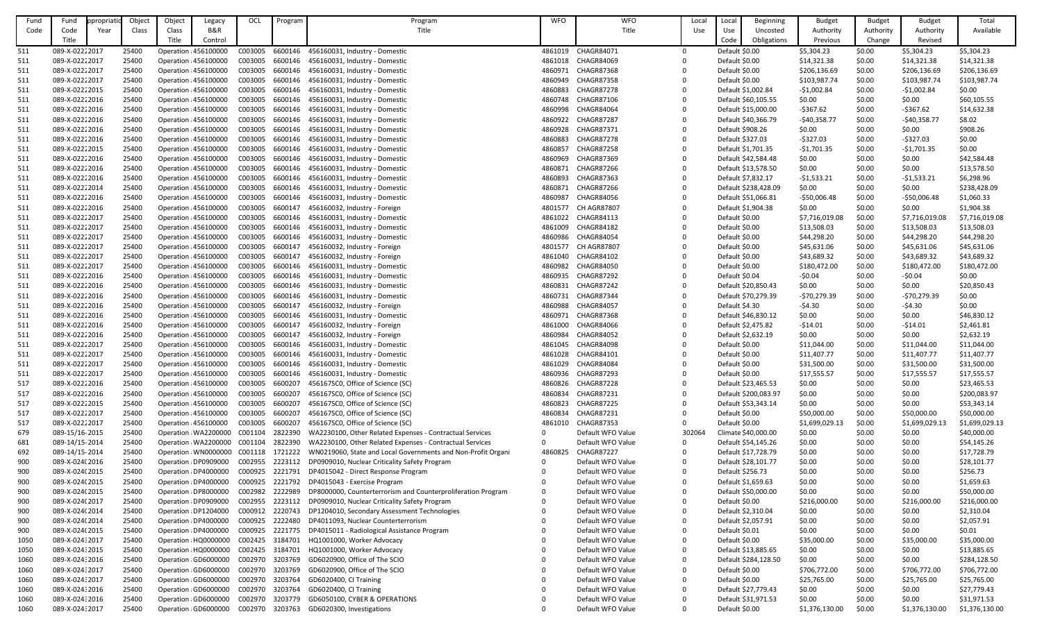| Fund Code | Fund Code Title | Appropriation Year | Object Class | Object Class Title | Legacy B&R Control | OCL | Program | Program Title | WFO | WFO Title | Local Use | Local Use Code | Beginning Uncosted Obligations | Budget Authority Previous | Budget Authority Change | Budget Authority Revised | Total Available |
|---|---|---|---|---|---|---|---|---|---|---|---|---|---|---|---|---|---|
| 511 | 089-X-0222 | 2017 | 25400 | Operation | 456100000 | C003005 | 6600146 | 456160031, Industry - Domestic | 4861019 | CHAGR84071 | 0 | Default | $0.00 | $5,304.23 | $0.00 | $5,304.23 | $5,304.23 |
| 511 | 089-X-0222 | 2017 | 25400 | Operation | 456100000 | C003005 | 6600146 | 456160031, Industry - Domestic | 4861018 | CHAGR84069 | 0 | Default | $0.00 | $14,321.38 | $0.00 | $14,321.38 | $14,321.38 |
| 511 | 089-X-0222 | 2017 | 25400 | Operation | 456100000 | C003005 | 6600146 | 456160031, Industry - Domestic | 4860971 | CHAGR87368 | 0 | Default | $0.00 | $206,136.69 | $0.00 | $206,136.69 | $206,136.69 |
| 511 | 089-X-0222 | 2017 | 25400 | Operation | 456100000 | C003005 | 6600146 | 456160031, Industry - Domestic | 4860949 | CHAGR87358 | 0 | Default | $0.00 | $103,987.74 | $0.00 | $103,987.74 | $103,987.74 |
| 511 | 089-X-0222 | 2015 | 25400 | Operation | 456100000 | C003005 | 6600146 | 456160031, Industry - Domestic | 4860883 | CHAGR87278 | 0 | Default | $1,002.84 | -$1,002.84 | $0.00 | -$1,002.84 | $0.00 |
| 511 | 089-X-0222 | 2016 | 25400 | Operation | 456100000 | C003005 | 6600146 | 456160031, Industry - Domestic | 4860748 | CHAGR87106 | 0 | Default | $60,105.55 | $0.00 | $0.00 | $0.00 | $60,105.55 |
| 511 | 089-X-0222 | 2016 | 25400 | Operation | 456100000 | C003005 | 6600146 | 456160031, Industry - Domestic | 4860998 | CHAGR84064 | 0 | Default | $15,000.00 | -$367.62 | $0.00 | -$367.62 | $14,632.38 |
| 511 | 089-X-0222 | 2016 | 25400 | Operation | 456100000 | C003005 | 6600146 | 456160031, Industry - Domestic | 4860922 | CHAGR87287 | 0 | Default | $40,366.79 | -$40,358.77 | $0.00 | -$40,358.77 | $8.02 |
| 511 | 089-X-0222 | 2016 | 25400 | Operation | 456100000 | C003005 | 6600146 | 456160031, Industry - Domestic | 4860928 | CHAGR87371 | 0 | Default | $908.26 | $0.00 | $0.00 | $0.00 | $908.26 |
| 511 | 089-X-0222 | 2016 | 25400 | Operation | 456100000 | C003005 | 6600146 | 456160031, Industry - Domestic | 4860883 | CHAGR87278 | 0 | Default | $327.03 | -$327.03 | $0.00 | -$327.03 | $0.00 |
| 511 | 089-X-0222 | 2015 | 25400 | Operation | 456100000 | C003005 | 6600146 | 456160031, Industry - Domestic | 4860857 | CHAGR87258 | 0 | Default | $1,701.35 | -$1,701.35 | $0.00 | -$1,701.35 | $0.00 |
| 511 | 089-X-0222 | 2016 | 25400 | Operation | 456100000 | C003005 | 6600146 | 456160031, Industry - Domestic | 4860969 | CHAGR87369 | 0 | Default | $42,584.48 | $0.00 | $0.00 | $0.00 | $42,584.48 |
| 511 | 089-X-0222 | 2016 | 25400 | Operation | 456100000 | C003005 | 6600146 | 456160031, Industry - Domestic | 4860871 | CHAGR87266 | 0 | Default | $13,578.50 | $0.00 | $0.00 | $0.00 | $13,578.50 |
| 511 | 089-X-0222 | 2016 | 25400 | Operation | 456100000 | C003005 | 6600146 | 456160031, Industry - Domestic | 4860893 | CHAGR87363 | 0 | Default | $7,832.17 | -$1,533.21 | $0.00 | -$1,533.21 | $6,298.96 |
| 511 | 089-X-0222 | 2014 | 25400 | Operation | 456100000 | C003005 | 6600146 | 456160031, Industry - Domestic | 4860871 | CHAGR87266 | 0 | Default | $238,428.09 | $0.00 | $0.00 | $0.00 | $238,428.09 |
| 511 | 089-X-0222 | 2016 | 25400 | Operation | 456100000 | C003005 | 6600146 | 456160031, Industry - Domestic | 4860987 | CHAGR84056 | 0 | Default | $51,066.81 | -$50,006.48 | $0.00 | -$50,006.48 | $1,060.33 |
| 511 | 089-X-0222 | 2016 | 25400 | Operation | 456100000 | C003005 | 6600147 | 456160032, Industry - Foreign | 4801577 | CH AGR87807 | 0 | Default | $1,904.38 | $0.00 | $0.00 | $0.00 | $1,904.38 |
| 511 | 089-X-0222 | 2017 | 25400 | Operation | 456100000 | C003005 | 6600146 | 456160031, Industry - Domestic | 4861022 | CHAGR84113 | 0 | Default | $0.00 | $7,716,019.08 | $0.00 | $7,716,019.08 | $7,716,019.08 |
| 511 | 089-X-0222 | 2017 | 25400 | Operation | 456100000 | C003005 | 6600146 | 456160031, Industry - Domestic | 4861009 | CHAGR84182 | 0 | Default | $0.00 | $13,508.03 | $0.00 | $13,508.03 | $13,508.03 |
| 511 | 089-X-0222 | 2017 | 25400 | Operation | 456100000 | C003005 | 6600146 | 456160031, Industry - Domestic | 4860986 | CHAGR84054 | 0 | Default | $0.00 | $44,298.20 | $0.00 | $44,298.20 | $44,298.20 |
| 511 | 089-X-0222 | 2017 | 25400 | Operation | 456100000 | C003005 | 6600147 | 456160032, Industry - Foreign | 4801577 | CH AGR87807 | 0 | Default | $0.00 | $45,631.06 | $0.00 | $45,631.06 | $45,631.06 |
| 511 | 089-X-0222 | 2017 | 25400 | Operation | 456100000 | C003005 | 6600147 | 456160032, Industry - Foreign | 4861040 | CHAGR84102 | 0 | Default | $0.00 | $43,689.32 | $0.00 | $43,689.32 | $43,689.32 |
| 511 | 089-X-0222 | 2017 | 25400 | Operation | 456100000 | C003005 | 6600146 | 456160031, Industry - Domestic | 4860982 | CHAGR84050 | 0 | Default | $0.00 | $180,472.00 | $0.00 | $180,472.00 | $180,472.00 |
| 511 | 089-X-0222 | 2016 | 25400 | Operation | 456100000 | C003005 | 6600146 | 456160031, Industry - Domestic | 4860935 | CHAGR87292 | 0 | Default | $0.04 | -$0.04 | $0.00 | -$0.04 | $0.00 |
| 511 | 089-X-0222 | 2016 | 25400 | Operation | 456100000 | C003005 | 6600146 | 456160031, Industry - Domestic | 4860831 | CHAGR87242 | 0 | Default | $20,850.43 | $0.00 | $0.00 | $0.00 | $20,850.43 |
| 511 | 089-X-0222 | 2016 | 25400 | Operation | 456100000 | C003005 | 6600146 | 456160031, Industry - Domestic | 4860731 | CHAGR87344 | 0 | Default | $70,279.39 | -$70,279.39 | $0.00 | -$70,279.39 | $0.00 |
| 511 | 089-X-0222 | 2016 | 25400 | Operation | 456100000 | C003005 | 6600147 | 456160032, Industry - Foreign | 4860988 | CHAGR84057 | 0 | Default | $4.30 | -$4.30 | $0.00 | -$4.30 | $0.00 |
| 511 | 089-X-0222 | 2016 | 25400 | Operation | 456100000 | C003005 | 6600146 | 456160031, Industry - Domestic | 4860971 | CHAGR87368 | 0 | Default | $46,830.12 | $0.00 | $0.00 | $0.00 | $46,830.12 |
| 511 | 089-X-0222 | 2016 | 25400 | Operation | 456100000 | C003005 | 6600147 | 456160032, Industry - Foreign | 4861000 | CHAGR84066 | 0 | Default | $2,475.82 | -$14.01 | $0.00 | -$14.01 | $2,461.81 |
| 511 | 089-X-0222 | 2016 | 25400 | Operation | 456100000 | C003005 | 6600147 | 456160032, Industry - Foreign | 4860984 | CHAGR84052 | 0 | Default | $2,632.19 | $0.00 | $0.00 | $0.00 | $2,632.19 |
| 511 | 089-X-0222 | 2017 | 25400 | Operation | 456100000 | C003005 | 6600146 | 456160031, Industry - Domestic | 4861045 | CHAGR84098 | 0 | Default | $0.00 | $11,044.00 | $0.00 | $11,044.00 | $11,044.00 |
| 511 | 089-X-0222 | 2017 | 25400 | Operation | 456100000 | C003005 | 6600146 | 456160031, Industry - Domestic | 4861028 | CHAGR84101 | 0 | Default | $0.00 | $11,407.77 | $0.00 | $11,407.77 | $11,407.77 |
| 511 | 089-X-0222 | 2017 | 25400 | Operation | 456100000 | C003005 | 6600146 | 456160031, Industry - Domestic | 4861029 | CHAGR84084 | 0 | Default | $0.00 | $31,500.00 | $0.00 | $31,500.00 | $31,500.00 |
| 511 | 089-X-0222 | 2017 | 25400 | Operation | 456100000 | C003005 | 6600146 | 456160031, Industry - Domestic | 4860936 | CHAGR87293 | 0 | Default | $0.00 | $17,555.57 | $0.00 | $17,555.57 | $17,555.57 |
| 517 | 089-X-0222 | 2016 | 25400 | Operation | 456100000 | C003005 | 6600207 | 456167SC0, Office of Science (SC) | 4860826 | CHAGR87228 | 0 | Default | $23,465.53 | $0.00 | $0.00 | $0.00 | $23,465.53 |
| 517 | 089-X-0222 | 2016 | 25400 | Operation | 456100000 | C003005 | 6600207 | 456167SC0, Office of Science (SC) | 4860834 | CHAGR87231 | 0 | Default | $200,083.97 | $0.00 | $0.00 | $0.00 | $200,083.97 |
| 517 | 089-X-0222 | 2015 | 25400 | Operation | 456100000 | C003005 | 6600207 | 456167SC0, Office of Science (SC) | 4860823 | CHAGR87225 | 0 | Default | $53,343.14 | $0.00 | $0.00 | $0.00 | $53,343.14 |
| 517 | 089-X-0222 | 2017 | 25400 | Operation | 456100000 | C003005 | 6600207 | 456167SC0, Office of Science (SC) | 4860834 | CHAGR87231 | 0 | Default | $0.00 | $50,000.00 | $0.00 | $50,000.00 | $50,000.00 |
| 517 | 089-X-0222 | 2017 | 25400 | Operation | 456100000 | C003005 | 6600207 | 456167SC0, Office of Science (SC) | 4861010 | CHAGR87353 | 0 | Default | $0.00 | $1,699,029.13 | $0.00 | $1,699,029.13 | $1,699,029.13 |
| 679 | 089-15/16- | 2015 | 25400 | Operation | WA2200000 | C001104 | 2822390 | WA2230100, Other Related Expenses - Contractual Services | 0 | Default WFO Value | 302064 | Climate | $40,000.00 | $0.00 | $0.00 | $0.00 | $40,000.00 |
| 681 | 089-14/15- | 2014 | 25400 | Operation | WA2200000 | C001104 | 2822390 | WA2230100, Other Related Expenses - Contractual Services | 0 | Default WFO Value | 0 | Default | $54,145.26 | $0.00 | $0.00 | $0.00 | $54,145.26 |
| 692 | 089-14/15- | 2014 | 25400 | Operation | WN0000000 | C001118 | 1721222 | WN0219060, State and Local Governments and Non-Profit Organi | 4860825 | CHAGR87227 | 0 | Default | $17,728.79 | $0.00 | $0.00 | $0.00 | $17,728.79 |
| 900 | 089-X-024 | 2016 | 25400 | Operation | DP0909000 | C002955 | 2223112 | DP0909010, Nuclear Criticality Safety Program | 0 | Default WFO Value | 0 | Default | $28,101.77 | $0.00 | $0.00 | $0.00 | $28,101.77 |
| 900 | 089-X-024 | 2015 | 25400 | Operation | DP4000000 | C000925 | 2221791 | DP4015042 - Direct Response Program | 0 | Default WFO Value | 0 | Default | $256.73 | $0.00 | $0.00 | $0.00 | $256.73 |
| 900 | 089-X-024 | 2015 | 25400 | Operation | DP4000000 | C000925 | 2221792 | DP4015043 - Exercise Program | 0 | Default WFO Value | 0 | Default | $1,659.63 | $0.00 | $0.00 | $0.00 | $1,659.63 |
| 900 | 089-X-024 | 2015 | 25400 | Operation | DP8000000 | C002982 | 2222989 | DP8000000, Counterterrorism and Counterproliferation Program | 0 | Default WFO Value | 0 | Default | $50,000.00 | $0.00 | $0.00 | $0.00 | $50,000.00 |
| 900 | 089-X-024 | 2017 | 25400 | Operation | DP0909000 | C002955 | 2223112 | DP0909010, Nuclear Criticality Safety Program | 0 | Default WFO Value | 0 | Default | $0.00 | $216,000.00 | $0.00 | $216,000.00 | $216,000.00 |
| 900 | 089-X-024 | 2014 | 25400 | Operation | DP1204000 | C000912 | 2220743 | DP1204010, Secondary Assessment Technologies | 0 | Default WFO Value | 0 | Default | $2,310.04 | $0.00 | $0.00 | $0.00 | $2,310.04 |
| 900 | 089-X-024 | 2014 | 25400 | Operation | DP4000000 | C000925 | 2222480 | DP4011093, Nuclear Counterterrorism | 0 | Default WFO Value | 0 | Default | $2,057.91 | $0.00 | $0.00 | $0.00 | $2,057.91 |
| 900 | 089-X-024 | 2015 | 25400 | Operation | DP4000000 | C000925 | 2221775 | DP4015011 - Radiological Assistance Program | 0 | Default WFO Value | 0 | Default | $0.01 | $0.00 | $0.00 | $0.00 | $0.01 |
| 1050 | 089-X-024 | 2017 | 25400 | Operation | HQ0000000 | C002425 | 3184701 | HQ1001000, Worker Advocacy | 0 | Default WFO Value | 0 | Default | $0.00 | $35,000.00 | $0.00 | $35,000.00 | $35,000.00 |
| 1050 | 089-X-024 | 2015 | 25400 | Operation | HQ0000000 | C002425 | 3184701 | HQ1001000, Worker Advocacy | 0 | Default WFO Value | 0 | Default | $13,885.65 | $0.00 | $0.00 | $0.00 | $13,885.65 |
| 1060 | 089-X-024 | 2016 | 25400 | Operation | GD6000000 | C002970 | 3203769 | GD6020900, Office of The SCIO | 0 | Default WFO Value | 0 | Default | $284,128.50 | $0.00 | $0.00 | $0.00 | $284,128.50 |
| 1060 | 089-X-024 | 2017 | 25400 | Operation | GD6000000 | C002970 | 3203769 | GD6020900, Office of The SCIO | 0 | Default WFO Value | 0 | Default | $0.00 | $706,772.00 | $0.00 | $706,772.00 | $706,772.00 |
| 1060 | 089-X-024 | 2017 | 25400 | Operation | GD6000000 | C002970 | 3203764 | GD6020400, CI Training | 0 | Default WFO Value | 0 | Default | $0.00 | $25,765.00 | $0.00 | $25,765.00 | $25,765.00 |
| 1060 | 089-X-024 | 2016 | 25400 | Operation | GD6000000 | C002970 | 3203764 | GD6020400, CI Training | 0 | Default WFO Value | 0 | Default | $27,779.43 | $0.00 | $0.00 | $0.00 | $27,779.43 |
| 1060 | 089-X-024 | 2016 | 25400 | Operation | GD6000000 | C002970 | 3203779 | GD6050100, CYBER & OPERATIONS | 0 | Default WFO Value | 0 | Default | $31,971.53 | $0.00 | $0.00 | $0.00 | $31,971.53 |
| 1060 | 089-X-024 | 2017 | 25400 | Operation | GD6000000 | C002970 | 3203763 | GD6020300, Investigations | 0 | Default WFO Value | 0 | Default | $0.00 | $1,376,130.00 | $0.00 | $1,376,130.00 | $1,376,130.00 |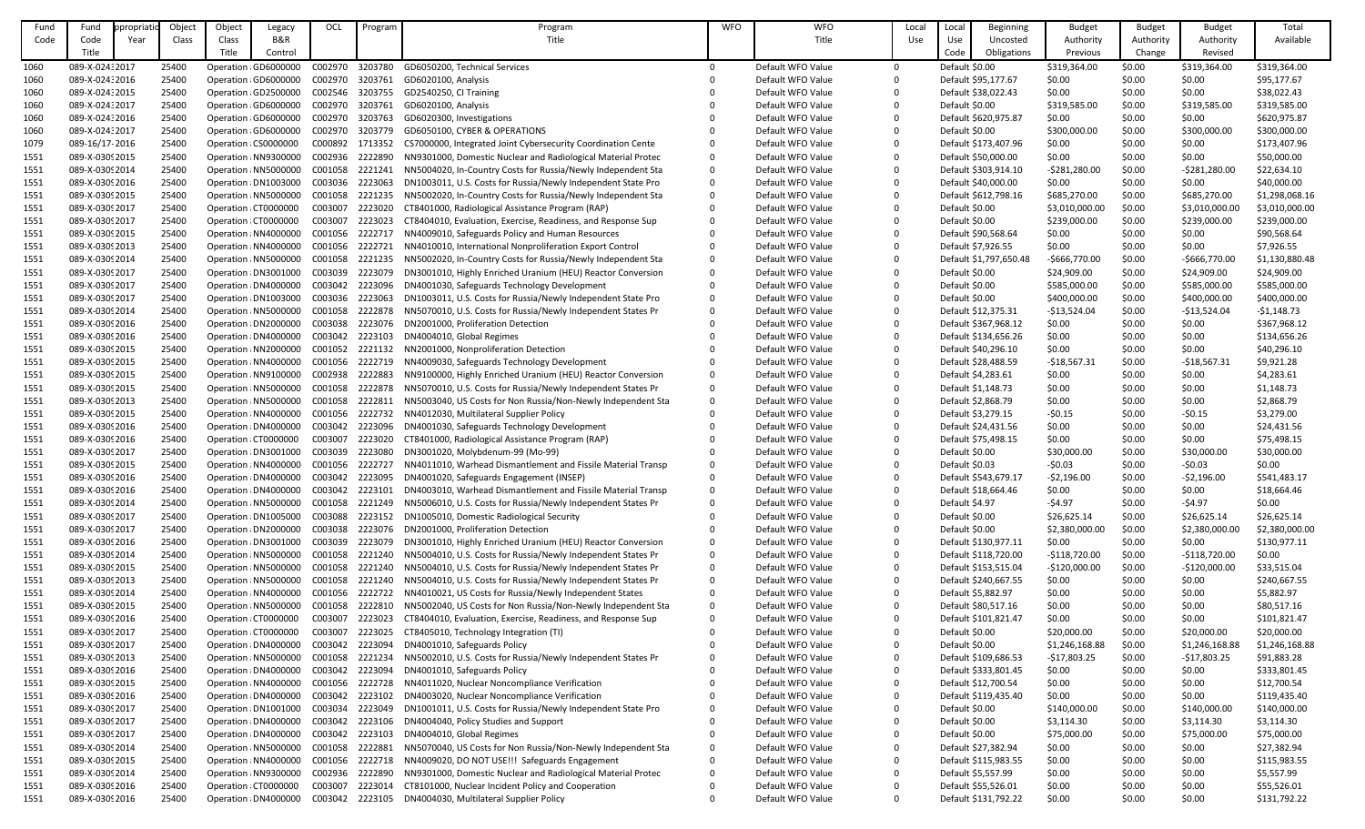| Fund Code | Fund Code Title | Appropriation Year | Object Class | Object Class Title | Legacy B&R Control | OCL | Program | Program Title | WFO | WFO Title | Local Use | Local Use Code | Beginning Uncosted Obligations | Budget Authority Previous | Budget Authority Change | Budget Authority Revised | Total Available |
|---|---|---|---|---|---|---|---|---|---|---|---|---|---|---|---|---|---|
| 1060 | 089-X-024: | 2017 | 25400 | Operation : | GD6000000 | C002970 | 3203780 | GD6050200, Technical Services | 0 | Default WFO Value | 0 | Default | $0.00 | $319,364.00 | $0.00 | $319,364.00 | $319,364.00 |
| 1060 | 089-X-024: | 2016 | 25400 | Operation : | GD6000000 | C002970 | 3203761 | GD6020100, Analysis | 0 | Default WFO Value | 0 | Default | $95,177.67 | $0.00 | $0.00 | $0.00 | $95,177.67 |
| 1060 | 089-X-024: | 2015 | 25400 | Operation : | GD2500000 | C002546 | 3203755 | GD2540250, CI Training | 0 | Default WFO Value | 0 | Default | $38,022.43 | $0.00 | $0.00 | $0.00 | $38,022.43 |
| 1060 | 089-X-024: | 2017 | 25400 | Operation : | GD6000000 | C002970 | 3203761 | GD6020100, Analysis | 0 | Default WFO Value | 0 | Default | $0.00 | $319,585.00 | $0.00 | $319,585.00 | $319,585.00 |
| 1060 | 089-X-024: | 2016 | 25400 | Operation : | GD6000000 | C002970 | 3203763 | GD6020300, Investigations | 0 | Default WFO Value | 0 | Default | $620,975.87 | $0.00 | $0.00 | $0.00 | $620,975.87 |
| 1060 | 089-X-024: | 2017 | 25400 | Operation : | GD6000000 | C002970 | 3203779 | GD6050100, CYBER & OPERATIONS | 0 | Default WFO Value | 0 | Default | $0.00 | $300,000.00 | $0.00 | $300,000.00 | $300,000.00 |
| 1079 | 089-16/17- | 2016 | 25400 | Operation : | CS0000000 | C000892 | 1713352 | CS7000000, Integrated Joint Cybersecurity Coordination Cente | 0 | Default WFO Value | 0 | Default | $173,407.96 | $0.00 | $0.00 | $0.00 | $173,407.96 |
| 1551 | 089-X-030: | 2015 | 25400 | Operation : | NN9300000 | C002936 | 2222890 | NN9301000, Domestic Nuclear and Radiological Material Protec | 0 | Default WFO Value | 0 | Default | $50,000.00 | $0.00 | $0.00 | $0.00 | $50,000.00 |
| 1551 | 089-X-030: | 2014 | 25400 | Operation : | NN5000000 | C001058 | 2221241 | NN5004020, In-Country Costs for Russia/Newly Independent Sta | 0 | Default WFO Value | 0 | Default | $303,914.10 | -$281,280.00 | $0.00 | -$281,280.00 | $22,634.10 |
| 1551 | 089-X-030: | 2016 | 25400 | Operation : | DN1003000 | C003036 | 2223063 | DN1003011, U.S. Costs for Russia/Newly Independent State Pro | 0 | Default WFO Value | 0 | Default | $40,000.00 | $0.00 | $0.00 | $0.00 | $40,000.00 |
| 1551 | 089-X-030: | 2015 | 25400 | Operation : | NN5000000 | C001058 | 2221235 | NN5002020, In-Country Costs for Russia/Newly Independent Sta | 0 | Default WFO Value | 0 | Default | $612,798.16 | $685,270.00 | $0.00 | $685,270.00 | $1,298,068.16 |
| 1551 | 089-X-030: | 2017 | 25400 | Operation : | CT0000000 | C003007 | 2223020 | CT8401000, Radiological Assistance Program (RAP) | 0 | Default WFO Value | 0 | Default | $0.00 | $3,010,000.00 | $0.00 | $3,010,000.00 | $3,010,000.00 |
| 1551 | 089-X-030: | 2017 | 25400 | Operation : | CT0000000 | C003007 | 2223023 | CT8404010, Evaluation, Exercise, Readiness, and Response Sup | 0 | Default WFO Value | 0 | Default | $0.00 | $239,000.00 | $0.00 | $239,000.00 | $239,000.00 |
| 1551 | 089-X-030: | 2015 | 25400 | Operation : | NN4000000 | C001056 | 2222717 | NN4009010, Safeguards Policy and Human Resources | 0 | Default WFO Value | 0 | Default | $90,568.64 | $0.00 | $0.00 | $0.00 | $90,568.64 |
| 1551 | 089-X-030: | 2013 | 25400 | Operation : | NN4000000 | C001056 | 2222721 | NN4010010, International Nonproliferation Export Control | 0 | Default WFO Value | 0 | Default | $7,926.55 | $0.00 | $0.00 | $0.00 | $7,926.55 |
| 1551 | 089-X-030: | 2014 | 25400 | Operation : | NN5000000 | C001058 | 2221235 | NN5002020, In-Country Costs for Russia/Newly Independent Sta | 0 | Default WFO Value | 0 | Default | $1,797,650.48 | -$666,770.00 | $0.00 | -$666,770.00 | $1,130,880.48 |
| 1551 | 089-X-030: | 2017 | 25400 | Operation : | DN3001000 | C003039 | 2223079 | DN3001010, Highly Enriched Uranium (HEU) Reactor Conversion | 0 | Default WFO Value | 0 | Default | $0.00 | $24,909.00 | $0.00 | $24,909.00 | $24,909.00 |
| 1551 | 089-X-030: | 2017 | 25400 | Operation : | DN4000000 | C003042 | 2223096 | DN4001030, Safeguards Technology Development | 0 | Default WFO Value | 0 | Default | $0.00 | $585,000.00 | $0.00 | $585,000.00 | $585,000.00 |
| 1551 | 089-X-030: | 2017 | 25400 | Operation : | DN1003000 | C003036 | 2223063 | DN1003011, U.S. Costs for Russia/Newly Independent State Pro | 0 | Default WFO Value | 0 | Default | $0.00 | $400,000.00 | $0.00 | $400,000.00 | $400,000.00 |
| 1551 | 089-X-030: | 2014 | 25400 | Operation : | NN5000000 | C001058 | 2222878 | NN5070010, U.S. Costs for Russia/Newly Independent States Pr | 0 | Default WFO Value | 0 | Default | $12,375.31 | -$13,524.04 | $0.00 | -$13,524.04 | -$1,148.73 |
| 1551 | 089-X-030: | 2016 | 25400 | Operation : | DN2000000 | C003038 | 2223076 | DN2001000, Proliferation Detection | 0 | Default WFO Value | 0 | Default | $367,968.12 | $0.00 | $0.00 | $0.00 | $367,968.12 |
| 1551 | 089-X-030: | 2016 | 25400 | Operation : | DN4000000 | C003042 | 2223103 | DN4004010, Global Regimes | 0 | Default WFO Value | 0 | Default | $134,656.26 | $0.00 | $0.00 | $0.00 | $134,656.26 |
| 1551 | 089-X-030: | 2015 | 25400 | Operation : | NN2000000 | C001052 | 2221132 | NN2001000, Nonproliferation Detection | 0 | Default WFO Value | 0 | Default | $40,296.10 | $0.00 | $0.00 | $0.00 | $40,296.10 |
| 1551 | 089-X-030: | 2015 | 25400 | Operation : | NN4000000 | C001056 | 2222719 | NN4009030, Safeguards Technology Development | 0 | Default WFO Value | 0 | Default | $28,488.59 | -$18,567.31 | $0.00 | -$18,567.31 | $9,921.28 |
| 1551 | 089-X-030: | 2015 | 25400 | Operation : | NN9100000 | C002938 | 2222883 | NN9100000, Highly Enriched Uranium (HEU) Reactor Conversion | 0 | Default WFO Value | 0 | Default | $4,283.61 | $0.00 | $0.00 | $0.00 | $4,283.61 |
| 1551 | 089-X-030: | 2015 | 25400 | Operation : | NN5000000 | C001058 | 2222878 | NN5070010, U.S. Costs for Russia/Newly Independent States Pr | 0 | Default WFO Value | 0 | Default | $1,148.73 | $0.00 | $0.00 | $0.00 | $1,148.73 |
| 1551 | 089-X-030: | 2013 | 25400 | Operation : | NN5000000 | C001058 | 2222811 | NN5003040, US Costs for Non Russia/Non-Newly Independent Sta | 0 | Default WFO Value | 0 | Default | $2,868.79 | $0.00 | $0.00 | $0.00 | $2,868.79 |
| 1551 | 089-X-030: | 2015 | 25400 | Operation : | NN4000000 | C001056 | 2222732 | NN4012030, Multilateral Supplier Policy | 0 | Default WFO Value | 0 | Default | $3,279.15 | -$0.15 | $0.00 | -$0.15 | $3,279.00 |
| 1551 | 089-X-030: | 2016 | 25400 | Operation : | DN4000000 | C003042 | 2223096 | DN4001030, Safeguards Technology Development | 0 | Default WFO Value | 0 | Default | $24,431.56 | $0.00 | $0.00 | $0.00 | $24,431.56 |
| 1551 | 089-X-030: | 2016 | 25400 | Operation : | CT0000000 | C003007 | 2223020 | CT8401000, Radiological Assistance Program (RAP) | 0 | Default WFO Value | 0 | Default | $75,498.15 | $0.00 | $0.00 | $0.00 | $75,498.15 |
| 1551 | 089-X-030: | 2017 | 25400 | Operation : | DN3001000 | C003039 | 2223080 | DN3001020, Molybdenum-99 (Mo-99) | 0 | Default WFO Value | 0 | Default | $0.00 | $30,000.00 | $0.00 | $30,000.00 | $30,000.00 |
| 1551 | 089-X-030: | 2015 | 25400 | Operation : | NN4000000 | C001056 | 2222727 | NN4011010, Warhead Dismantlement and Fissile Material Transp | 0 | Default WFO Value | 0 | Default | $0.03 | -$0.03 | $0.00 | -$0.03 | $0.00 |
| 1551 | 089-X-030: | 2016 | 25400 | Operation : | DN4000000 | C003042 | 2223095 | DN4001020, Safeguards Engagement (INSEP) | 0 | Default WFO Value | 0 | Default | $543,679.17 | -$2,196.00 | $0.00 | -$2,196.00 | $541,483.17 |
| 1551 | 089-X-030: | 2016 | 25400 | Operation : | DN4000000 | C003042 | 2223101 | DN4003010, Warhead Dismantlement and Fissile Material Transp | 0 | Default WFO Value | 0 | Default | $18,664.46 | $0.00 | $0.00 | $0.00 | $18,664.46 |
| 1551 | 089-X-030: | 2014 | 25400 | Operation : | NN5000000 | C001058 | 2221249 | NN5006010, U.S. Costs for Russia/Newly Independent States Pr | 0 | Default WFO Value | 0 | Default | $4.97 | -$4.97 | $0.00 | -$4.97 | $0.00 |
| 1551 | 089-X-030: | 2017 | 25400 | Operation : | DN1005000 | C003088 | 2223152 | DN1005010, Domestic Radiological Security | 0 | Default WFO Value | 0 | Default | $0.00 | $26,625.14 | $0.00 | $26,625.14 | $26,625.14 |
| 1551 | 089-X-030: | 2017 | 25400 | Operation : | DN2000000 | C003038 | 2223076 | DN2001000, Proliferation Detection | 0 | Default WFO Value | 0 | Default | $0.00 | $2,380,000.00 | $0.00 | $2,380,000.00 | $2,380,000.00 |
| 1551 | 089-X-030: | 2016 | 25400 | Operation : | DN3001000 | C003039 | 2223079 | DN3001010, Highly Enriched Uranium (HEU) Reactor Conversion | 0 | Default WFO Value | 0 | Default | $130,977.11 | $0.00 | $0.00 | $0.00 | $130,977.11 |
| 1551 | 089-X-030: | 2014 | 25400 | Operation : | NN5000000 | C001058 | 2221240 | NN5004010, U.S. Costs for Russia/Newly Independent States Pr | 0 | Default WFO Value | 0 | Default | $118,720.00 | -$118,720.00 | $0.00 | -$118,720.00 | $0.00 |
| 1551 | 089-X-030: | 2015 | 25400 | Operation : | NN5000000 | C001058 | 2221240 | NN5004010, U.S. Costs for Russia/Newly Independent States Pr | 0 | Default WFO Value | 0 | Default | $153,515.04 | -$120,000.00 | $0.00 | -$120,000.00 | $33,515.04 |
| 1551 | 089-X-030: | 2013 | 25400 | Operation : | NN5000000 | C001058 | 2221240 | NN5004010, U.S. Costs for Russia/Newly Independent States Pr | 0 | Default WFO Value | 0 | Default | $240,667.55 | $0.00 | $0.00 | $0.00 | $240,667.55 |
| 1551 | 089-X-030: | 2014 | 25400 | Operation : | NN4000000 | C001056 | 2222722 | NN4010021, US Costs for Russia/Newly Independent States | 0 | Default WFO Value | 0 | Default | $5,882.97 | $0.00 | $0.00 | $0.00 | $5,882.97 |
| 1551 | 089-X-030: | 2015 | 25400 | Operation : | NN5000000 | C001058 | 2222810 | NN5002040, US Costs for Non Russia/Non-Newly Independent Sta | 0 | Default WFO Value | 0 | Default | $80,517.16 | $0.00 | $0.00 | $0.00 | $80,517.16 |
| 1551 | 089-X-030: | 2016 | 25400 | Operation : | CT0000000 | C003007 | 2223023 | CT8404010, Evaluation, Exercise, Readiness, and Response Sup | 0 | Default WFO Value | 0 | Default | $101,821.47 | $0.00 | $0.00 | $0.00 | $101,821.47 |
| 1551 | 089-X-030: | 2017 | 25400 | Operation : | CT0000000 | C003007 | 2223025 | CT8405010, Technology Integration (TI) | 0 | Default WFO Value | 0 | Default | $0.00 | $20,000.00 | $0.00 | $20,000.00 | $20,000.00 |
| 1551 | 089-X-030: | 2017 | 25400 | Operation : | DN4000000 | C003042 | 2223094 | DN4001010, Safeguards Policy | 0 | Default WFO Value | 0 | Default | $0.00 | $1,246,168.88 | $0.00 | $1,246,168.88 | $1,246,168.88 |
| 1551 | 089-X-030: | 2013 | 25400 | Operation : | NN5000000 | C001058 | 2221234 | NN5002010, U.S. Costs for Russia/Newly Independent States Pr | 0 | Default WFO Value | 0 | Default | $109,686.53 | -$17,803.25 | $0.00 | -$17,803.25 | $91,883.28 |
| 1551 | 089-X-030: | 2016 | 25400 | Operation : | DN4000000 | C003042 | 2223094 | DN4001010, Safeguards Policy | 0 | Default WFO Value | 0 | Default | $333,801.45 | $0.00 | $0.00 | $0.00 | $333,801.45 |
| 1551 | 089-X-030: | 2015 | 25400 | Operation : | NN4000000 | C001056 | 2222728 | NN4011020, Nuclear Noncompliance Verification | 0 | Default WFO Value | 0 | Default | $12,700.54 | $0.00 | $0.00 | $0.00 | $12,700.54 |
| 1551 | 089-X-030: | 2016 | 25400 | Operation : | DN4000000 | C003042 | 2223102 | DN4003020, Nuclear Noncompliance Verification | 0 | Default WFO Value | 0 | Default | $119,435.40 | $0.00 | $0.00 | $0.00 | $119,435.40 |
| 1551 | 089-X-030: | 2017 | 25400 | Operation : | DN1001000 | C003034 | 2223049 | DN1001011, U.S. Costs for Russia/Newly Independent State Pro | 0 | Default WFO Value | 0 | Default | $0.00 | $140,000.00 | $0.00 | $140,000.00 | $140,000.00 |
| 1551 | 089-X-030: | 2017 | 25400 | Operation : | DN4000000 | C003042 | 2223106 | DN4004040, Policy Studies and Support | 0 | Default WFO Value | 0 | Default | $0.00 | $3,114.30 | $0.00 | $3,114.30 | $3,114.30 |
| 1551 | 089-X-030: | 2017 | 25400 | Operation : | DN4000000 | C003042 | 2223103 | DN4004010, Global Regimes | 0 | Default WFO Value | 0 | Default | $0.00 | $75,000.00 | $0.00 | $75,000.00 | $75,000.00 |
| 1551 | 089-X-030: | 2014 | 25400 | Operation : | NN5000000 | C001058 | 2222881 | NN5070040, US Costs for Non Russia/Non-Newly Independent Sta | 0 | Default WFO Value | 0 | Default | $27,382.94 | $0.00 | $0.00 | $0.00 | $27,382.94 |
| 1551 | 089-X-030: | 2015 | 25400 | Operation : | NN4000000 | C001056 | 2222718 | NN4009020, DO NOT USE!!! Safeguards Engagement | 0 | Default WFO Value | 0 | Default | $115,983.55 | $0.00 | $0.00 | $0.00 | $115,983.55 |
| 1551 | 089-X-030: | 2014 | 25400 | Operation : | NN9300000 | C002936 | 2222890 | NN9301000, Domestic Nuclear and Radiological Material Protec | 0 | Default WFO Value | 0 | Default | $5,557.99 | $0.00 | $0.00 | $0.00 | $5,557.99 |
| 1551 | 089-X-030: | 2016 | 25400 | Operation : | CT0000000 | C003007 | 2223014 | CT8101000, Nuclear Incident Policy and Cooperation | 0 | Default WFO Value | 0 | Default | $55,526.01 | $0.00 | $0.00 | $0.00 | $55,526.01 |
| 1551 | 089-X-030: | 2016 | 25400 | Operation : | DN4000000 | C003042 | 2223105 | DN4004030, Multilateral Supplier Policy | 0 | Default WFO Value | 0 | Default | $131,792.22 | $0.00 | $0.00 | $0.00 | $131,792.22 |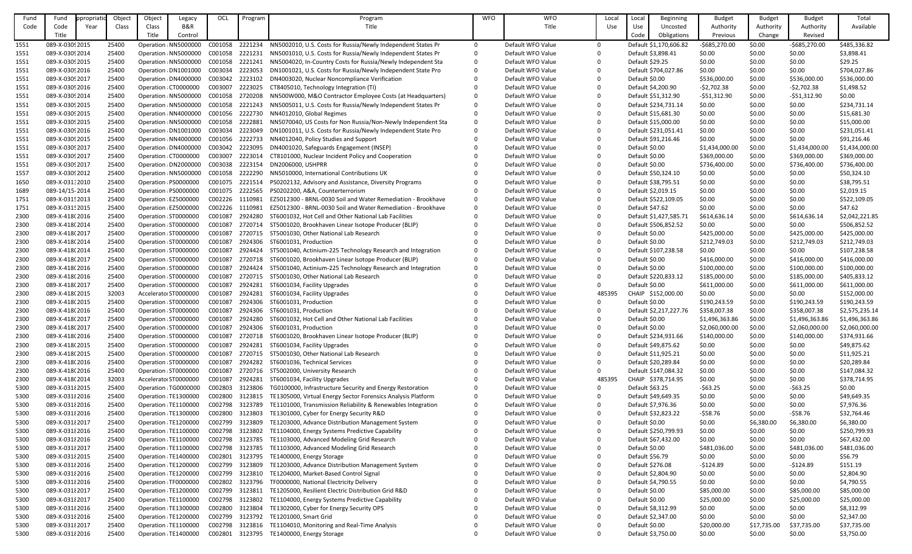| Fund Code | Fund Code Title | Appropriation Year | Object Class | Object Class Title | Legacy B&R Control | OCL | Program | Program Title | WFO | WFO Title | Local Use | Local Use Code | Beginning Uncosted Obligations | Budget Authority Previous | Budget Authority Change | Budget Authority Revised | Total Available |
|---|---|---|---|---|---|---|---|---|---|---|---|---|---|---|---|---|---|
| 1551 | 089-X-0309 | 2015 | 25400 | Operation | NN5000000 | C001058 | 2221234 | NN5002010, U.S. Costs for Russia/Newly Independent States Pr | 0 | Default WFO Value | 0 | Default | $1,170,606.82 | -$685,270.00 | $0.00 | -$685,270.00 | $485,336.82 |
| 1551 | 089-X-0309 | 2014 | 25400 | Operation | NN5000000 | C001058 | 2221231 | NN5001010, U.S. Costs for Russia/Newly Independent States Pr | 0 | Default WFO Value | 0 | Default | $3,898.41 | $0.00 | $0.00 | $0.00 | $3,898.41 |
| 1551 | 089-X-0309 | 2015 | 25400 | Operation | NN5000000 | C001058 | 2221241 | NN5004020, In-Country Costs for Russia/Newly Independent Sta | 0 | Default WFO Value | 0 | Default | $29.25 | $0.00 | $0.00 | $0.00 | $29.25 |
| 1551 | 089-X-0309 | 2016 | 25400 | Operation | DN1001000 | C003034 | 2223053 | DN1001021, U.S. Costs for Russia/Newly Independent State Pro | 0 | Default WFO Value | 0 | Default | $704,027.86 | $0.00 | $0.00 | $0.00 | $704,027.86 |
| 1551 | 089-X-0309 | 2017 | 25400 | Operation | DN4000000 | C003042 | 2223102 | DN4003020, Nuclear Noncompliance Verification | 0 | Default WFO Value | 0 | Default | $0.00 | $536,000.00 | $0.00 | $536,000.00 | $536,000.00 |
| 1551 | 089-X-0309 | 2016 | 25400 | Operation | CT0000000 | C003007 | 2223025 | CT8405010, Technology Integration (TI) | 0 | Default WFO Value | 0 | Default | $4,200.90 | -$2,702.38 | $0.00 | -$2,702.38 | $1,498.52 |
| 1551 | 089-X-0309 | 2014 | 25400 | Operation | NN5000000 | C001058 | 2720208 | NN500W000, M&O Contractor Employee Costs (at Headquarters) | 0 | Default WFO Value | 0 | Default | $51,312.90 | -$51,312.90 | $0.00 | -$51,312.90 | $0.00 |
| 1551 | 089-X-0309 | 2015 | 25400 | Operation | NN5000000 | C001058 | 2221243 | NN5005011, U.S. Costs for Russia/Newly Independent States Pr | 0 | Default WFO Value | 0 | Default | $234,731.14 | $0.00 | $0.00 | $0.00 | $234,731.14 |
| 1551 | 089-X-0309 | 2015 | 25400 | Operation | NN4000000 | C001056 | 2222730 | NN4012010, Global Regimes | 0 | Default WFO Value | 0 | Default | $15,681.30 | $0.00 | $0.00 | $0.00 | $15,681.30 |
| 1551 | 089-X-0309 | 2015 | 25400 | Operation | NN5000000 | C001058 | 2222881 | NN5070040, US Costs for Non Russia/Non-Newly Independent Sta | 0 | Default WFO Value | 0 | Default | $15,000.00 | $0.00 | $0.00 | $0.00 | $15,000.00 |
| 1551 | 089-X-0309 | 2016 | 25400 | Operation | DN1001000 | C003034 | 2223049 | DN1001011, U.S. Costs for Russia/Newly Independent State Pro | 0 | Default WFO Value | 0 | Default | $231,051.41 | $0.00 | $0.00 | $0.00 | $231,051.41 |
| 1551 | 089-X-0309 | 2015 | 25400 | Operation | NN4000000 | C001056 | 2222733 | NN4012040, Policy Studies and Support | 0 | Default WFO Value | 0 | Default | $91,216.46 | $0.00 | $0.00 | $0.00 | $91,216.46 |
| 1551 | 089-X-0309 | 2017 | 25400 | Operation | DN4000000 | C003042 | 2223095 | DN4001020, Safeguards Engagement (INSEP) | 0 | Default WFO Value | 0 | Default | $0.00 | $1,434,000.00 | $0.00 | $1,434,000.00 | $1,434,000.00 |
| 1551 | 089-X-0309 | 2017 | 25400 | Operation | CT0000000 | C003007 | 2223014 | CT8101000, Nuclear Incident Policy and Cooperation | 0 | Default WFO Value | 0 | Default | $0.00 | $369,000.00 | $0.00 | $369,000.00 | $369,000.00 |
| 1551 | 089-X-0309 | 2017 | 25400 | Operation | DN2000000 | C003038 | 2223154 | DN2006000, USHPRR | 0 | Default WFO Value | 0 | Default | $0.00 | $736,400.00 | $0.00 | $736,400.00 | $736,400.00 |
| 1557 | 089-X-0309 | 2012 | 25400 | Operation | NN5000000 | C001058 | 2222290 | NN5010000, International Contributions UK | 0 | Default WFO Value | 0 | Default | $50,324.10 | $0.00 | $0.00 | $0.00 | $50,324.10 |
| 1650 | 089-X-0313 | 2010 | 25400 | Operation | PS0000000 | C001075 | 2221514 | PS0202132, Advisory and Assistance, Diversity Programs | 0 | Default WFO Value | 0 | Default | $38,795.51 | $0.00 | $0.00 | $0.00 | $38,795.51 |
| 1689 | 089-14/15-2014 | | 25400 | Operation | PS0000000 | C001075 | 2222565 | PS0202200, A&A, Counterterrorism | 0 | Default WFO Value | 0 | Default | $2,019.15 | $0.00 | $0.00 | $0.00 | $2,019.15 |
| 1751 | 089-X-0315 | 2013 | 25400 | Operation | EZ5000000 | C002226 | 1110981 | EZ5012300 - BRNL-0030 Soil and Water Remediation - Brookhave | 0 | Default WFO Value | 0 | Default | $522,109.05 | $0.00 | $0.00 | $0.00 | $522,109.05 |
| 1751 | 089-X-0315 | 2015 | 25400 | Operation | EZ5000000 | C002226 | 1110981 | EZ5012300 - BRNL-0030 Soil and Water Remediation - Brookhave | 0 | Default WFO Value | 0 | Default | $47.62 | $0.00 | $0.00 | $0.00 | $47.62 |
| 2300 | 089-X-4180 | 2016 | 25400 | Operation | ST0000000 | C001087 | 2924280 | ST6001032, Hot Cell and Other National Lab Facilities | 0 | Default WFO Value | 0 | Default | $1,427,585.71 | $614,636.14 | $0.00 | $614,636.14 | $2,042,221.85 |
| 2300 | 089-X-4180 | 2014 | 25400 | Operation | ST0000000 | C001087 | 2720714 | ST5001020, Brookhaven Linear Isotope Producer (BLIP) | 0 | Default WFO Value | 0 | Default | $506,852.52 | $0.00 | $0.00 | $0.00 | $506,852.52 |
| 2300 | 089-X-4180 | 2017 | 25400 | Operation | ST0000000 | C001087 | 2720715 | ST5001030, Other National Lab Research | 0 | Default WFO Value | 0 | Default | $0.00 | $425,000.00 | $0.00 | $425,000.00 | $425,000.00 |
| 2300 | 089-X-4180 | 2014 | 25400 | Operation | ST0000000 | C001087 | 2924306 | ST6001031, Production | 0 | Default WFO Value | 0 | Default | $0.00 | $212,749.03 | $0.00 | $212,749.03 | $212,749.03 |
| 2300 | 089-X-4180 | 2014 | 25400 | Operation | ST0000000 | C001087 | 2924424 | ST5001040, Actinium-225 Technology Research and Integration | 0 | Default WFO Value | 0 | Default | $107,238.58 | $0.00 | $0.00 | $0.00 | $107,238.58 |
| 2300 | 089-X-4180 | 2017 | 25400 | Operation | ST0000000 | C001087 | 2720718 | ST6001020, Brookhaven Linear Isotope Producer (BLIP) | 0 | Default WFO Value | 0 | Default | $0.00 | $416,000.00 | $0.00 | $416,000.00 | $416,000.00 |
| 2300 | 089-X-4180 | 2016 | 25400 | Operation | ST0000000 | C001087 | 2924424 | ST5001040, Actinium-225 Technology Research and Integration | 0 | Default WFO Value | 0 | Default | $0.00 | $100,000.00 | $0.00 | $100,000.00 | $100,000.00 |
| 2300 | 089-X-4180 | 2016 | 25400 | Operation | ST0000000 | C001087 | 2720715 | ST5001030, Other National Lab Research | 0 | Default WFO Value | 0 | Default | $220,833.12 | $185,000.00 | $0.00 | $185,000.00 | $405,833.12 |
| 2300 | 089-X-4180 | 2017 | 25400 | Operation | ST0000000 | C001087 | 2924281 | ST6001034, Facility Upgrades | 0 | Default WFO Value | 0 | Default | $0.00 | $611,000.00 | $0.00 | $611,000.00 | $611,000.00 |
| 2300 | 089-X-4180 | 2015 | 32003 | Accelerator | ST0000000 | C001087 | 2924281 | ST6001034, Facility Upgrades | 0 | Default WFO Value | 485395 | CHAIP | $152,000.00 | $0.00 | $0.00 | $0.00 | $152,000.00 |
| 2300 | 089-X-4180 | 2015 | 25400 | Operation | ST0000000 | C001087 | 2924306 | ST6001031, Production | 0 | Default WFO Value | 0 | Default | $0.00 | $190,243.59 | $0.00 | $190,243.59 | $190,243.59 |
| 2300 | 089-X-4180 | 2016 | 25400 | Operation | ST0000000 | C001087 | 2924306 | ST6001031, Production | 0 | Default WFO Value | 0 | Default | $2,217,227.76 | $358,007.38 | $0.00 | $358,007.38 | $2,575,235.14 |
| 2300 | 089-X-4180 | 2017 | 25400 | Operation | ST0000000 | C001087 | 2924280 | ST6001032, Hot Cell and Other National Lab Facilities | 0 | Default WFO Value | 0 | Default | $0.00 | $1,496,363.86 | $0.00 | $1,496,363.86 | $1,496,363.86 |
| 2300 | 089-X-4180 | 2017 | 25400 | Operation | ST0000000 | C001087 | 2924306 | ST6001031, Production | 0 | Default WFO Value | 0 | Default | $0.00 | $2,060,000.00 | $0.00 | $2,060,000.00 | $2,060,000.00 |
| 2300 | 089-X-4180 | 2016 | 25400 | Operation | ST0000000 | C001087 | 2720718 | ST6001020, Brookhaven Linear Isotope Producer (BLIP) | 0 | Default WFO Value | 0 | Default | $234,931.66 | $140,000.00 | $0.00 | $140,000.00 | $374,931.66 |
| 2300 | 089-X-4180 | 2015 | 25400 | Operation | ST0000000 | C001087 | 2924281 | ST6001034, Facility Upgrades | 0 | Default WFO Value | 0 | Default | $49,875.62 | $0.00 | $0.00 | $0.00 | $49,875.62 |
| 2300 | 089-X-4180 | 2015 | 25400 | Operation | ST0000000 | C001087 | 2720715 | ST5001030, Other National Lab Research | 0 | Default WFO Value | 0 | Default | $11,925.21 | $0.00 | $0.00 | $0.00 | $11,925.21 |
| 2300 | 089-X-4180 | 2016 | 25400 | Operation | ST0000000 | C001087 | 2924282 | ST6001036, Technical Services | 0 | Default WFO Value | 0 | Default | $20,289.84 | $0.00 | $0.00 | $0.00 | $20,289.84 |
| 2300 | 089-X-4180 | 2016 | 25400 | Operation | ST0000000 | C001087 | 2720716 | ST5002000, University Research | 0 | Default WFO Value | 0 | Default | $147,084.32 | $0.00 | $0.00 | $0.00 | $147,084.32 |
| 2300 | 089-X-4180 | 2014 | 32003 | Accelerator | ST0000000 | C001087 | 2924281 | ST6001034, Facility Upgrades | 0 | Default WFO Value | 485395 | CHAIP | $378,714.95 | $0.00 | $0.00 | $0.00 | $378,714.95 |
| 5300 | 089-X-0318 | 2015 | 25400 | Operation | TG0000000 | C002803 | 3123806 | TG0100000, Infrastructure Security and Energy Restoration | 0 | Default WFO Value | 0 | Default | $63.25 | -$63.25 | $0.00 | -$63.25 | $0.00 |
| 5300 | 089-X-0318 | 2016 | 25400 | Operation | TE1300000 | C002800 | 3123815 | TE1305000, Virtual Energy Sector Forensics Analysis Platform | 0 | Default WFO Value | 0 | Default | $49,649.35 | $0.00 | $0.00 | $0.00 | $49,649.35 |
| 5300 | 089-X-0318 | 2016 | 25400 | Operation | TE1100000 | C002798 | 3123789 | TE1101000, Transmission Reliability & Renewables Integration | 0 | Default WFO Value | 0 | Default | $7,976.36 | $0.00 | $0.00 | $0.00 | $7,976.36 |
| 5300 | 089-X-0318 | 2016 | 25400 | Operation | TE1300000 | C002800 | 3123803 | TE1301000, Cyber for Energy Security R&D | 0 | Default WFO Value | 0 | Default | $32,823.22 | -$58.76 | $0.00 | -$58.76 | $32,764.46 |
| 5300 | 089-X-0318 | 2017 | 25400 | Operation | TE1200000 | C002799 | 3123809 | TE1203000, Advance Distribution Management System | 0 | Default WFO Value | 0 | Default | $0.00 | $0.00 | $6,380.00 | $6,380.00 | $6,380.00 |
| 5300 | 089-X-0318 | 2016 | 25400 | Operation | TE1100000 | C002798 | 3123802 | TE1104000, Energy Systems Predictive Capability | 0 | Default WFO Value | 0 | Default | $250,799.93 | $0.00 | $0.00 | $0.00 | $250,799.93 |
| 5300 | 089-X-0318 | 2016 | 25400 | Operation | TE1100000 | C002798 | 3123785 | TE1103000, Advanced Modeling Grid Research | 0 | Default WFO Value | 0 | Default | $67,432.00 | $0.00 | $0.00 | $0.00 | $67,432.00 |
| 5300 | 089-X-0318 | 2017 | 25400 | Operation | TE1100000 | C002798 | 3123785 | TE1103000, Advanced Modeling Grid Research | 0 | Default WFO Value | 0 | Default | $0.00 | $481,036.00 | $0.00 | $481,036.00 | $481,036.00 |
| 5300 | 089-X-0318 | 2015 | 25400 | Operation | TE1400000 | C002801 | 3123795 | TE1400000, Energy Storage | 0 | Default WFO Value | 0 | Default | $56.79 | $0.00 | $0.00 | $0.00 | $56.79 |
| 5300 | 089-X-0318 | 2016 | 25400 | Operation | TE1200000 | C002799 | 3123809 | TE1203000, Advance Distribution Management System | 0 | Default WFO Value | 0 | Default | $276.08 | -$124.89 | $0.00 | -$124.89 | $151.19 |
| 5300 | 089-X-0318 | 2016 | 25400 | Operation | TE1200000 | C002799 | 3123810 | TE1204000, Market-Based Control Signal | 0 | Default WFO Value | 0 | Default | $2,804.90 | $0.00 | $0.00 | $0.00 | $2,804.90 |
| 5300 | 089-X-0318 | 2016 | 25400 | Operation | TF0000000 | C002802 | 3123796 | TF0000000, National Electricity Delivery | 0 | Default WFO Value | 0 | Default | $4,790.55 | $0.00 | $0.00 | $0.00 | $4,790.55 |
| 5300 | 089-X-0318 | 2017 | 25400 | Operation | TE1200000 | C002799 | 3123811 | TE1205000, Resilient Electric Distribution Grid R&D | 0 | Default WFO Value | 0 | Default | $0.00 | $85,000.00 | $0.00 | $85,000.00 | $85,000.00 |
| 5300 | 089-X-0318 | 2017 | 25400 | Operation | TE1100000 | C002798 | 3123802 | TE1104000, Energy Systems Predictive Capability | 0 | Default WFO Value | 0 | Default | $0.00 | $25,000.00 | $0.00 | $25,000.00 | $25,000.00 |
| 5300 | 089-X-0318 | 2016 | 25400 | Operation | TE1300000 | C002800 | 3123804 | TE1302000, Cyber for Energy Security OPS | 0 | Default WFO Value | 0 | Default | $8,312.99 | $0.00 | $0.00 | $0.00 | $8,312.99 |
| 5300 | 089-X-0318 | 2016 | 25400 | Operation | TE1200000 | C002799 | 3123792 | TE1201000, Smart Grid | 0 | Default WFO Value | 0 | Default | $2,347.00 | $0.00 | $0.00 | $0.00 | $2,347.00 |
| 5300 | 089-X-0318 | 2017 | 25400 | Operation | TE1100000 | C002798 | 3123816 | TE1104010, Monitoring and Real-Time Analysis | 0 | Default WFO Value | 0 | Default | $0.00 | $20,000.00 | $17,735.00 | $37,735.00 | $37,735.00 |
| 5300 | 089-X-0318 | 2016 | 25400 | Operation | TE1400000 | C002801 | 3123795 | TE1400000, Energy Storage | 0 | Default WFO Value | 0 | Default | $3,750.00 | $0.00 | $0.00 | $0.00 | $3,750.00 |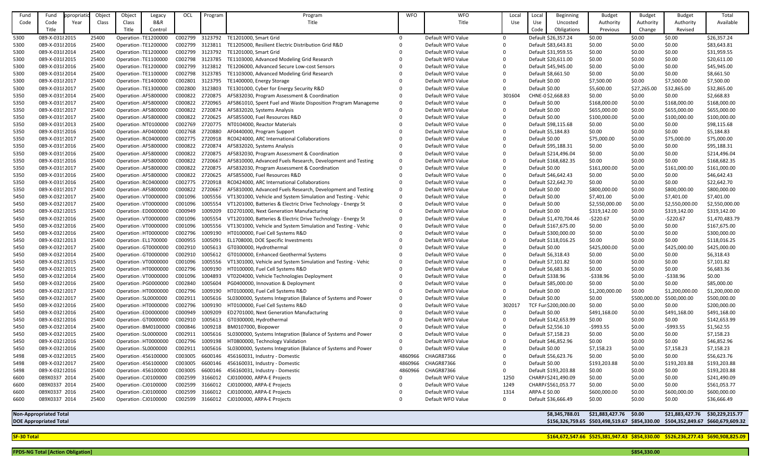| Fund Code | Fund Code Title | Appropriation Year | Object Class | Object Class Title | Legacy B&R Control | OCL | Program | Program Title | WFO | WFO Title | Local Use | Local Use Code | Beginning Uncosted Obligations | Budget Authority Previous | Budget Authority Change | Budget Authority Revised | Total Available |
|---|---|---|---|---|---|---|---|---|---|---|---|---|---|---|---|---|---|
| 5300 | 089-X-031 | 2015 | 25400 | Operation | TE1200000 | C002799 | 3123792 | TE1201000, Smart Grid | 0 | Default WFO Value | 0 | Default | $26,357.24 | $0.00 | $0.00 | $0.00 | $26,357.24 |
| 5300 | 089-X-031 | 2016 | 25400 | Operation | TE1200000 | C002799 | 3123811 | TE1205000, Resilient Electric Distribution Grid R&D | 0 | Default WFO Value | 0 | Default | $83,643.81 | $0.00 | $0.00 | $0.00 | $83,643.81 |
| 5300 | 089-X-031 | 2014 | 25400 | Operation | TE1200000 | C002799 | 3123792 | TE1201000, Smart Grid | 0 | Default WFO Value | 0 | Default | $31,959.55 | $0.00 | $0.00 | $0.00 | $31,959.55 |
| 5300 | 089-X-031 | 2015 | 25400 | Operation | TE1100000 | C002798 | 3123785 | TE1103000, Advanced Modeling Grid Research | 0 | Default WFO Value | 0 | Default | $20,611.00 | $0.00 | $0.00 | $0.00 | $20,611.00 |
| 5300 | 089-X-031 | 2016 | 25400 | Operation | TE1200000 | C002799 | 3123812 | TE1206000, Advanced Secure Low-cost Sensors | 0 | Default WFO Value | 0 | Default | $45,945.00 | $0.00 | $0.00 | $0.00 | $45,945.00 |
| 5300 | 089-X-031 | 2014 | 25400 | Operation | TE1100000 | C002798 | 3123785 | TE1103000, Advanced Modeling Grid Research | 0 | Default WFO Value | 0 | Default | $8,661.50 | $0.00 | $0.00 | $0.00 | $8,661.50 |
| 5300 | 089-X-031 | 2017 | 25400 | Operation | TE1400000 | C002801 | 3123795 | TE1400000, Energy Storage | 0 | Default WFO Value | 0 | Default | $0.00 | $7,500.00 | $0.00 | $7,500.00 | $7,500.00 |
| 5300 | 089-X-031 | 2017 | 25400 | Operation | TE1300000 | C002800 | 3123803 | TE1301000, Cyber for Energy Security R&D | 0 | Default WFO Value | 0 | Default | $0.00 | $5,600.00 | $27,265.00 | $32,865.00 | $32,865.00 |
| 5350 | 089-X-031 | 2014 | 25400 | Operation | AF5800000 | C000822 | 2720875 | AF5832030, Program Assessment & Coordination | 0 | Default WFO Value | 301604 | CHNE-0 | $2,668.83 | $0.00 | $0.00 | $0.00 | $2,668.83 |
| 5350 | 089-X-031 | 2017 | 25400 | Operation | AF5800000 | C000822 | 2720965 | AF5861010, Spent Fuel and Waste Disposition Program Manageme | 0 | Default WFO Value | 0 | Default | $0.00 | $168,000.00 | $0.00 | $168,000.00 | $168,000.00 |
| 5350 | 089-X-031 | 2017 | 25400 | Operation | AF5800000 | C000822 | 2720874 | AF5832020, Systems Analysis | 0 | Default WFO Value | 0 | Default | $0.00 | $655,000.00 | $0.00 | $655,000.00 | $655,000.00 |
| 5350 | 089-X-031 | 2017 | 25400 | Operation | AF5800000 | C000822 | 2720625 | AF5855000, Fuel Resources R&D | 0 | Default WFO Value | 0 | Default | $0.00 | $100,000.00 | $0.00 | $100,000.00 | $100,000.00 |
| 5350 | 089-X-031 | 2013 | 25400 | Operation | NT0100000 | C002769 | 2720775 | NT0104000, Reactor Materials | 0 | Default WFO Value | 0 | Default | $98,115.68 | $0.00 | $0.00 | $0.00 | $98,115.68 |
| 5350 | 089-X-031 | 2016 | 25400 | Operation | AF0400000 | C002768 | 2720880 | AF0440000, Program Support | 0 | Default WFO Value | 0 | Default | $5,184.83 | $0.00 | $0.00 | $0.00 | $5,184.83 |
| 5350 | 089-X-031 | 2017 | 25400 | Operation | RC0400000 | C002775 | 2720918 | RC0424000, ARC International Collaborations | 0 | Default WFO Value | 0 | Default | $0.00 | $75,000.00 | $0.00 | $75,000.00 | $75,000.00 |
| 5350 | 089-X-031 | 2016 | 25400 | Operation | AF5800000 | C000822 | 2720874 | AF5832020, Systems Analysis | 0 | Default WFO Value | 0 | Default | $95,188.31 | $0.00 | $0.00 | $0.00 | $95,188.31 |
| 5350 | 089-X-031 | 2016 | 25400 | Operation | AF5800000 | C000822 | 2720875 | AF5832030, Program Assessment & Coordination | 0 | Default WFO Value | 0 | Default | $214,496.04 | $0.00 | $0.00 | $0.00 | $214,496.04 |
| 5350 | 089-X-031 | 2016 | 25400 | Operation | AF5800000 | C000822 | 2720667 | AF5810000, Advanced Fuels Research, Development and Testing | 0 | Default WFO Value | 0 | Default | $168,682.35 | $0.00 | $0.00 | $0.00 | $168,682.35 |
| 5350 | 089-X-031 | 2017 | 25400 | Operation | AF5800000 | C000822 | 2720875 | AF5832030, Program Assessment & Coordination | 0 | Default WFO Value | 0 | Default | $0.00 | $161,000.00 | $0.00 | $161,000.00 | $161,000.00 |
| 5350 | 089-X-031 | 2016 | 25400 | Operation | AF5800000 | C000822 | 2720625 | AF5855000, Fuel Resources R&D | 0 | Default WFO Value | 0 | Default | $46,642.43 | $0.00 | $0.00 | $0.00 | $46,642.43 |
| 5350 | 089-X-031 | 2016 | 25400 | Operation | RC0400000 | C002775 | 2720918 | RC0424000, ARC International Collaborations | 0 | Default WFO Value | 0 | Default | $22,642.70 | $0.00 | $0.00 | $0.00 | $22,642.70 |
| 5350 | 089-X-031 | 2017 | 25400 | Operation | AF5800000 | C000822 | 2720667 | AF5810000, Advanced Fuels Research, Development and Testing | 0 | Default WFO Value | 0 | Default | $0.00 | $800,000.00 | $0.00 | $800,000.00 | $800,000.00 |
| 5450 | 089-X-0321 | 2017 | 25400 | Operation | VT0000000 | C001096 | 1005556 | VT1301000, Vehicle and System Simulation and Testing - Vehic | 0 | Default WFO Value | 0 | Default | $0.00 | $7,401.00 | $0.00 | $7,401.00 | $7,401.00 |
| 5450 | 089-X-0321 | 2017 | 25400 | Operation | VT0000000 | C001096 | 1005554 | VT1201000, Batteries & Electric Drive Technology - Energy St | 0 | Default WFO Value | 0 | Default | $0.00 | $2,550,000.00 | $0.00 | $2,550,000.00 | $2,550,000.00 |
| 5450 | 089-X-0321 | 2015 | 25400 | Operation | ED0000000 | C000949 | 1009209 | ED2701000, Next Generation Manufacturing | 0 | Default WFO Value | 0 | Default | $0.00 | $319,142.00 | $0.00 | $319,142.00 | $319,142.00 |
| 5450 | 089-X-0321 | 2016 | 25400 | Operation | VT0000000 | C001096 | 1005554 | VT1201000, Batteries & Electric Drive Technology - Energy St | 0 | Default WFO Value | 0 | Default | $1,470,704.46 | -$220.67 | $0.00 | -$220.67 | $1,470,483.79 |
| 5450 | 089-X-0321 | 2016 | 25400 | Operation | VT0000000 | C001096 | 1005556 | VT1301000, Vehicle and System Simulation and Testing - Vehic | 0 | Default WFO Value | 0 | Default | $167,675.00 | $0.00 | $0.00 | $0.00 | $167,675.00 |
| 5450 | 089-X-0321 | 2016 | 25400 | Operation | HT0000000 | C002796 | 1009190 | HT0100000, Fuel Cell Systems R&D | 0 | Default WFO Value | 0 | Default | $300,000.00 | $0.00 | $0.00 | $0.00 | $300,000.00 |
| 5450 | 089-X-0321 | 2013 | 25400 | Operation | EL1700000 | C000955 | 1005091 | EL1708000, DOE Specific Investments | 0 | Default WFO Value | 0 | Default | $118,016.25 | $0.00 | $0.00 | $0.00 | $118,016.25 |
| 5450 | 089-X-0321 | 2017 | 25400 | Operation | GT0000000 | C002910 | 1005613 | GT0300000, Hydrothermal | 0 | Default WFO Value | 0 | Default | $0.00 | $425,000.00 | $0.00 | $425,000.00 | $425,000.00 |
| 5450 | 089-X-0321 | 2014 | 25400 | Operation | GT0000000 | C002910 | 1005612 | GT0100000, Enhanced Geothermal Systems | 0 | Default WFO Value | 0 | Default | $6,318.43 | $0.00 | $0.00 | $0.00 | $6,318.43 |
| 5450 | 089-X-0321 | 2015 | 25400 | Operation | VT0000000 | C001096 | 1005556 | VT1301000, Vehicle and System Simulation and Testing - Vehic | 0 | Default WFO Value | 0 | Default | $7,101.82 | $0.00 | $0.00 | $0.00 | $7,101.82 |
| 5450 | 089-X-0321 | 2015 | 25400 | Operation | HT0000000 | C002796 | 1009190 | HT0100000, Fuel Cell Systems R&D | 0 | Default WFO Value | 0 | Default | $6,683.36 | $0.00 | $0.00 | $0.00 | $6,683.36 |
| 5450 | 089-X-0321 | 2014 | 25400 | Operation | VT0000000 | C001096 | 1004893 | VT0204000, Vehicle Technologies Deployment | 0 | Default WFO Value | 0 | Default | $338.96 | -$338.96 | $0.00 | -$338.96 | $0.00 |
| 5450 | 089-X-0321 | 2016 | 25400 | Operation | PG0000000 | C002840 | 1005604 | PG0400000, Innovation & Deployment | 0 | Default WFO Value | 0 | Default | $85,000.00 | $0.00 | $0.00 | $0.00 | $85,000.00 |
| 5450 | 089-X-0321 | 2017 | 25400 | Operation | HT0000000 | C002796 | 1009190 | HT0100000, Fuel Cell Systems R&D | 0 | Default WFO Value | 0 | Default | $0.00 | $1,200,000.00 | $0.00 | $1,200,000.00 | $1,200,000.00 |
| 5450 | 089-X-0321 | 2017 | 25400 | Operation | SL0000000 | C002911 | 1005616 | SL0300000, Systems Integration (Balance of Systems and Power | 0 | Default WFO Value | 0 | Default | $0.00 | $0.00 | $500,000.00 | $500,000.00 | $500,000.00 |
| 5450 | 089-X-0321 | 2016 | 25400 | Operation | HT0000000 | C002796 | 1009190 | HT0100000, Fuel Cell Systems R&D | 0 | Default WFO Value | 302017 | TCF Fun | $200,000.00 | $0.00 | $0.00 | $0.00 | $200,000.00 |
| 5450 | 089-X-0321 | 2016 | 25400 | Operation | ED0000000 | C000949 | 1009209 | ED2701000, Next Generation Manufacturing | 0 | Default WFO Value | 0 | Default | $0.00 | $491,168.00 | $0.00 | $491,168.00 | $491,168.00 |
| 5450 | 089-X-0321 | 2016 | 25400 | Operation | GT0000000 | C002910 | 1005613 | GT0300000, Hydrothermal | 0 | Default WFO Value | 0 | Default | $142,653.99 | $0.00 | $0.00 | $0.00 | $142,653.99 |
| 5450 | 089-X-0321 | 2014 | 25400 | Operation | BM0100000 | C000846 | 1009218 | BM0107000, Biopower | 0 | Default WFO Value | 0 | Default | $2,556.10 | -$993.55 | $0.00 | -$993.55 | $1,562.55 |
| 5450 | 089-X-0321 | 2015 | 25400 | Operation | SL0000000 | C002911 | 1005616 | SL0300000, Systems Integration (Balance of Systems and Power | 0 | Default WFO Value | 0 | Default | $7,158.23 | $0.00 | $0.00 | $0.00 | $7,158.23 |
| 5450 | 089-X-0321 | 2016 | 25400 | Operation | HT0000000 | C002796 | 1009198 | HT0800000, Technology Validation | 0 | Default WFO Value | 0 | Default | $46,852.96 | $0.00 | $0.00 | $0.00 | $46,852.96 |
| 5450 | 089-X-0321 | 2016 | 25400 | Operation | SL0000000 | C002911 | 1005616 | SL0300000, Systems Integration (Balance of Systems and Power | 0 | Default WFO Value | 0 | Default | $0.00 | $7,158.23 | $0.00 | $7,158.23 | $7,158.23 |
| 5498 | 089-X-0321 | 2015 | 25400 | Operation | 456100000 | C003005 | 6600146 | 456160031, Industry - Domestic | 4860966 | CHAGR87366 | 0 | Default | $56,623.76 | $0.00 | $0.00 | $0.00 | $56,623.76 |
| 5498 | 089-X-0321 | 2017 | 25400 | Operation | 456100000 | C003005 | 6600146 | 456160031, Industry - Domestic | 4860966 | CHAGR87366 | 0 | Default | $0.00 | $193,203.88 | $0.00 | $193,203.88 | $193,203.88 |
| 5498 | 089-X-0321 | 2016 | 25400 | Operation | 456100000 | C003005 | 6600146 | 456160031, Industry - Domestic | 4860966 | CHAGR87366 | 0 | Default | $193,203.88 | $0.00 | $0.00 | $0.00 | $193,203.88 |
| 6600 | 089X0337 | 2014 | 25400 | Operation | CJ0100000 | C002599 | 3166012 | CJ0100000, ARPA-E Projects | 0 | Default WFO Value | 1250 | CHARP/ | $241,490.09 | $0.00 | $0.00 | $0.00 | $241,490.09 |
| 6600 | 089X0337 | 2014 | 25400 | Operation | CJ0100000 | C002599 | 3166012 | CJ0100000, ARPA-E Projects | 0 | Default WFO Value | 1249 | CHARP/ | $561,053.77 | $0.00 | $0.00 | $0.00 | $561,053.77 |
| 6600 | 089X0337 | 2016 | 25400 | Operation | CJ0100000 | C002599 | 3166012 | CJ0100000, ARPA-E Projects | 0 | Default WFO Value | 1314 | ARPA-E | $0.00 | $600,000.00 | $0.00 | $600,000.00 | $600,000.00 |
| 6600 | 089X0337 | 2014 | 25400 | Operation | CJ0100000 | C002599 | 3166012 | CJ0100000, ARPA-E Projects | 0 | Default WFO Value | 0 | Default | $36,666.49 | $0.00 | $0.00 | $0.00 | $36,666.49 |
| **Non-Appropriated Total** | | | | | | | | | | | | | **$8,345,788.01** | **$21,883,427.76** | **$0.00** | **$21,883,427.76** | **$30,229,215.77** |
| **DOE Appropriated Total** | | | | | | | | | | | | | **$156,326,759.65** | **$503,498,519.67** | **$854,330.00** | **$504,352,849.67** | **$660,679,609.32** |
| **SF-30 Total** | | | | | | | | | | | | | **$164,672,547.66** | **$525,381,947.43** | **$854,330.00** | **$526,236,277.43** | **$690,908,825.09** |
| **FPDS-NG Total [Action Obligation]** | | | | | | | | | | | | | | | **$854,330.00** | | |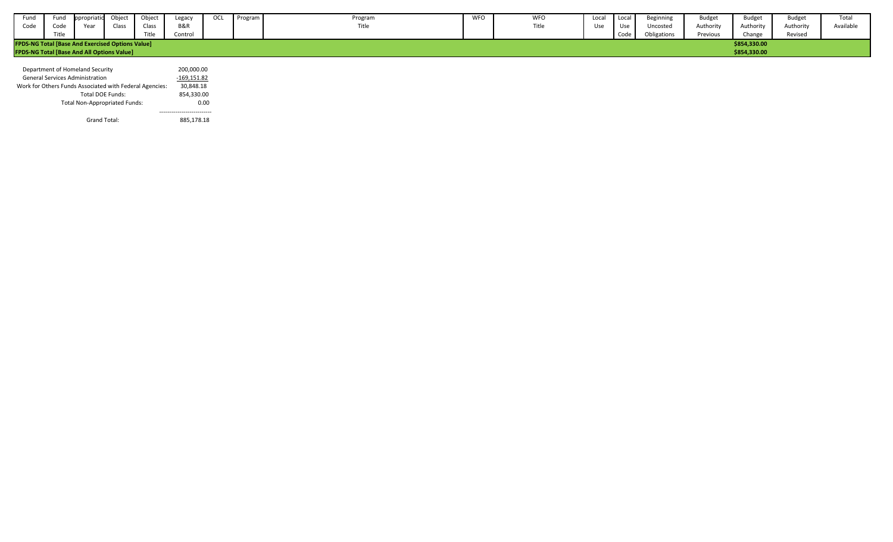| Fund Code | Fund Code Title | ppropriatio Year | Object Class | Object Class Title | Legacy B&R Control | OCL | Program | Program Title | WFO | WFO Title | Local Use | Local Use Code | Beginning Uncosted Obligations | Budget Authority Previous | Budget Authority Change | Budget Authority Revised | Total Available |
|---|---|---|---|---|---|---|---|---|---|---|---|---|---|---|---|---|---|
| **FPDS-NG Total [Base And Exercised Options Value]** | | | | | | | | | | | | | | | **$854,330.00** | | |
| **FPDS-NG Total [Base And All Options Value]** | | | | | | | | | | | | | | | **$854,330.00** | | |

| | |
|---|---|
| Department of Homeland Security | 200,000.00 |
| General Services Administration | -169,151.82 |
| Work for Others Funds Associated with Federal Agencies: | 30,848.18 |
| Total DOE Funds: | 854,330.00 |
| Total Non-Appropriated Funds: | 0.00 |
| | -------------------------- |
| Grand Total: | 885,178.18 |